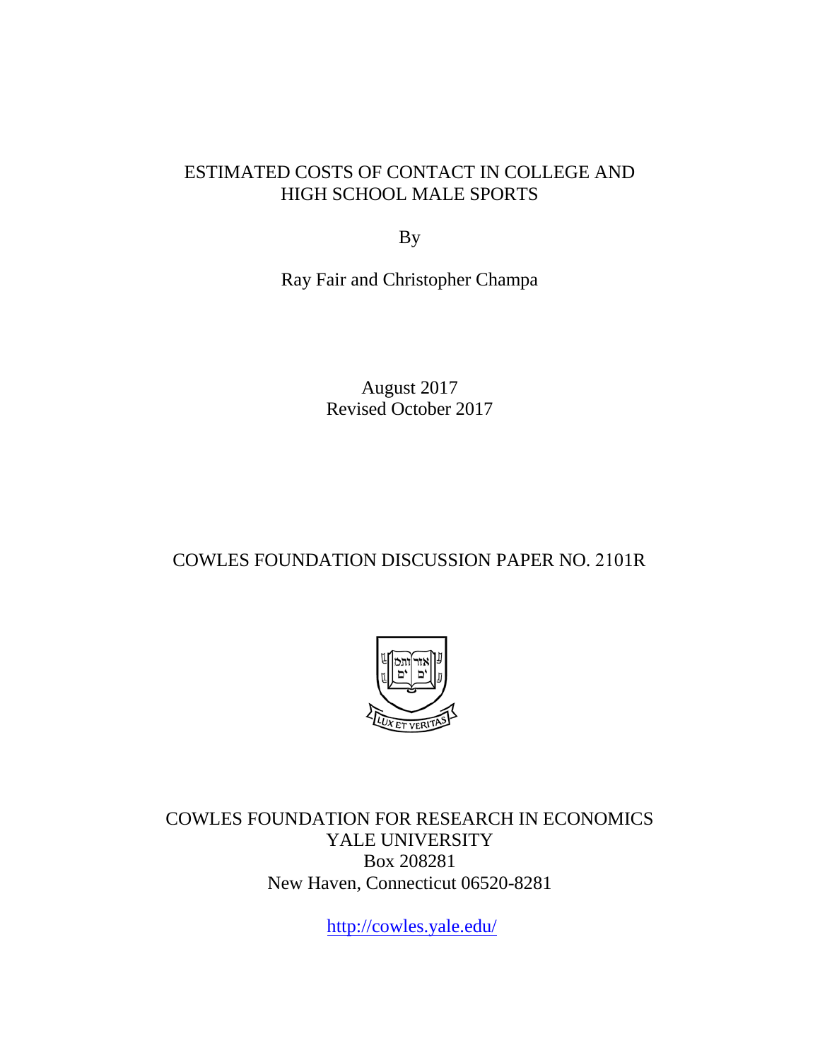# ESTIMATED COSTS OF CONTACT IN COLLEGE AND HIGH SCHOOL MALE SPORTS

By

Ray Fair and Christopher Champa

August 2017
Revised October 2017

COWLES FOUNDATION DISCUSSION PAPER NO. 2101R

COWLES FOUNDATION FOR RESEARCH IN ECONOMICS
YALE UNIVERSITY
Box 208281
New Haven, Connecticut 06520-8281

http://cowles.yale.edu/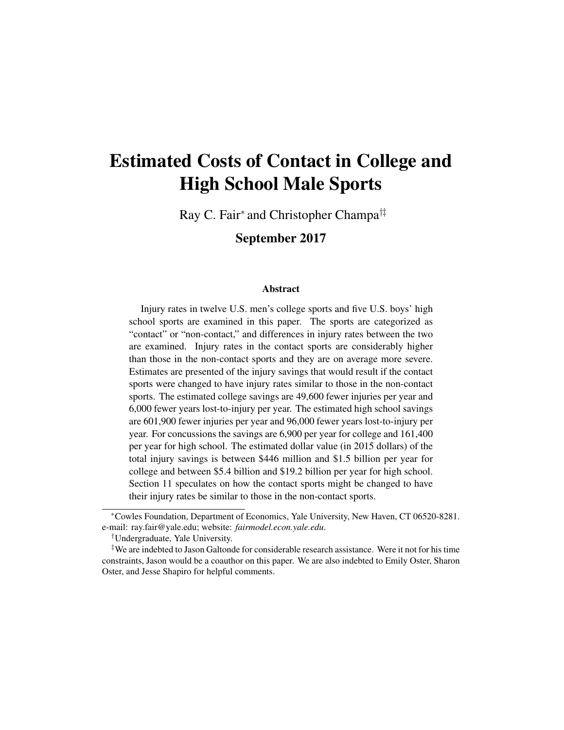# Estimated Costs of Contact in College and High School Male Sports

Ray C. Fair[*] and Christopher Champa[†‡]

**September 2017**

### Abstract

Injury rates in twelve U.S. men's college sports and five U.S. boys' high school sports are examined in this paper. The sports are categorized as "contact" or "non-contact," and differences in injury rates between the two are examined. Injury rates in the contact sports are considerably higher than those in the non-contact sports and they are on average more severe. Estimates are presented of the injury savings that would result if the contact sports were changed to have injury rates similar to those in the non-contact sports. The estimated college savings are 49,600 fewer injuries per year and 6,000 fewer years lost-to-injury per year. The estimated high school savings are 601,900 fewer injuries per year and 96,000 fewer years lost-to-injury per year. For concussions the savings are 6,900 per year for college and 161,400 per year for high school. The estimated dollar value (in 2015 dollars) of the total injury savings is between \$446 million and \$1.5 billion per year for college and between \$5.4 billion and \$19.2 billion per year for high school. Section 11 speculates on how the contact sports might be changed to have their injury rates be similar to those in the non-contact sports.

---

[*] Cowles Foundation, Department of Economics, Yale University, New Haven, CT 06520-8281. e-mail: ray.fair@yale.edu; website: *fairmodel.econ.yale.edu*.

[†] Undergraduate, Yale University.

[‡] We are indebted to Jason Galtonde for considerable research assistance. Were it not for his time constraints, Jason would be a coauthor on this paper. We are also indebted to Emily Oster, Sharon Oster, and Jesse Shapiro for helpful comments.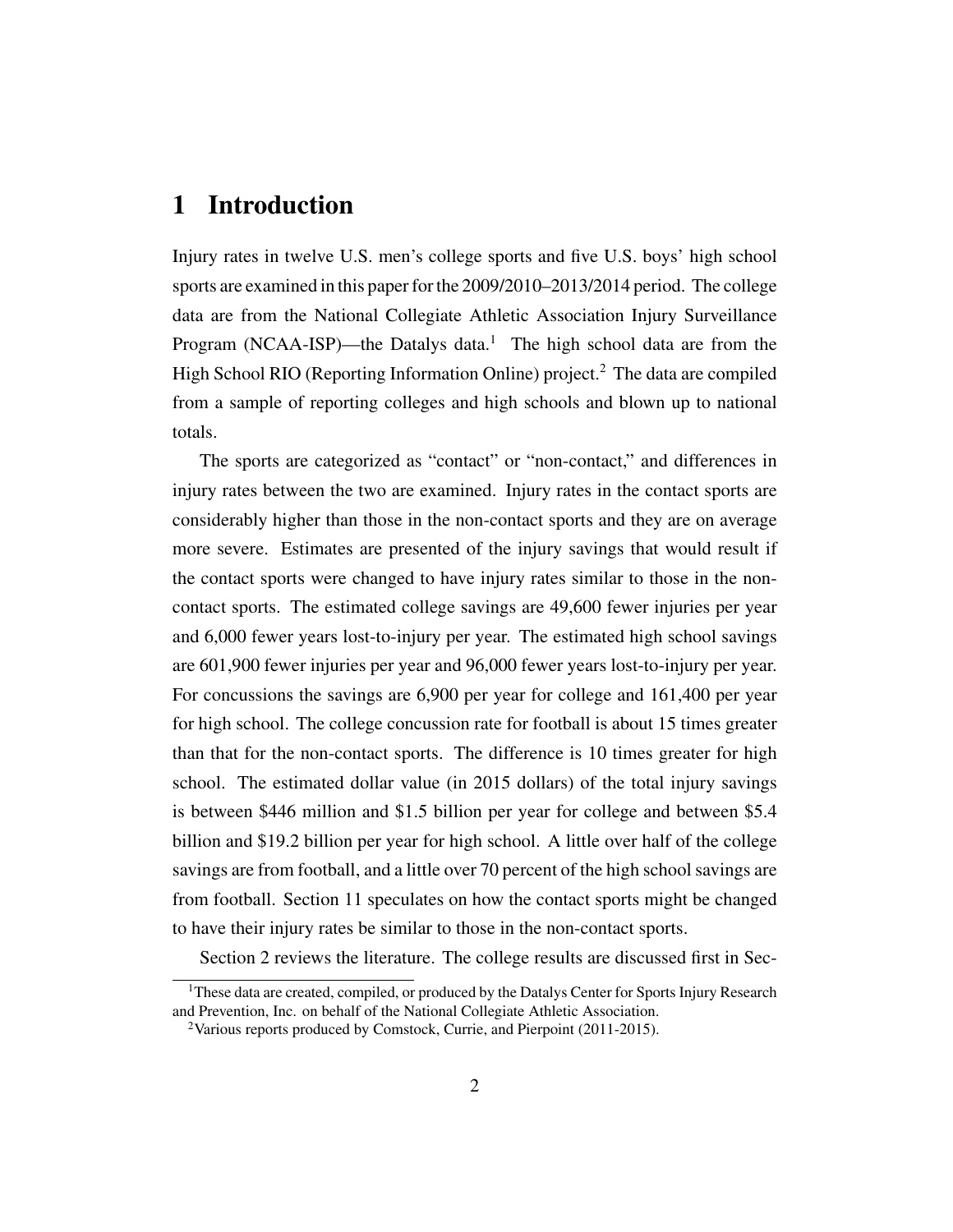# 1 Introduction

Injury rates in twelve U.S. men's college sports and five U.S. boys' high school sports are examined in this paper for the 2009/2010–2013/2014 period. The college data are from the National Collegiate Athletic Association Injury Surveillance Program (NCAA-ISP)—the Datalys data.[1] The high school data are from the High School RIO (Reporting Information Online) project.[2] The data are compiled from a sample of reporting colleges and high schools and blown up to national totals.

The sports are categorized as "contact" or "non-contact," and differences in injury rates between the two are examined. Injury rates in the contact sports are considerably higher than those in the non-contact sports and they are on average more severe. Estimates are presented of the injury savings that would result if the contact sports were changed to have injury rates similar to those in the non-contact sports. The estimated college savings are 49,600 fewer injuries per year and 6,000 fewer years lost-to-injury per year. The estimated high school savings are 601,900 fewer injuries per year and 96,000 fewer years lost-to-injury per year. For concussions the savings are 6,900 per year for college and 161,400 per year for high school. The college concussion rate for football is about 15 times greater than that for the non-contact sports. The difference is 10 times greater for high school. The estimated dollar value (in 2015 dollars) of the total injury savings is between \$446 million and \$1.5 billion per year for college and between \$5.4 billion and \$19.2 billion per year for high school. A little over half of the college savings are from football, and a little over 70 percent of the high school savings are from football. Section 11 speculates on how the contact sports might be changed to have their injury rates be similar to those in the non-contact sports.

Section 2 reviews the literature. The college results are discussed first in Sec-

[1] These data are created, compiled, or produced by the Datalys Center for Sports Injury Research and Prevention, Inc. on behalf of the National Collegiate Athletic Association.

[2] Various reports produced by Comstock, Currie, and Pierpoint (2011-2015).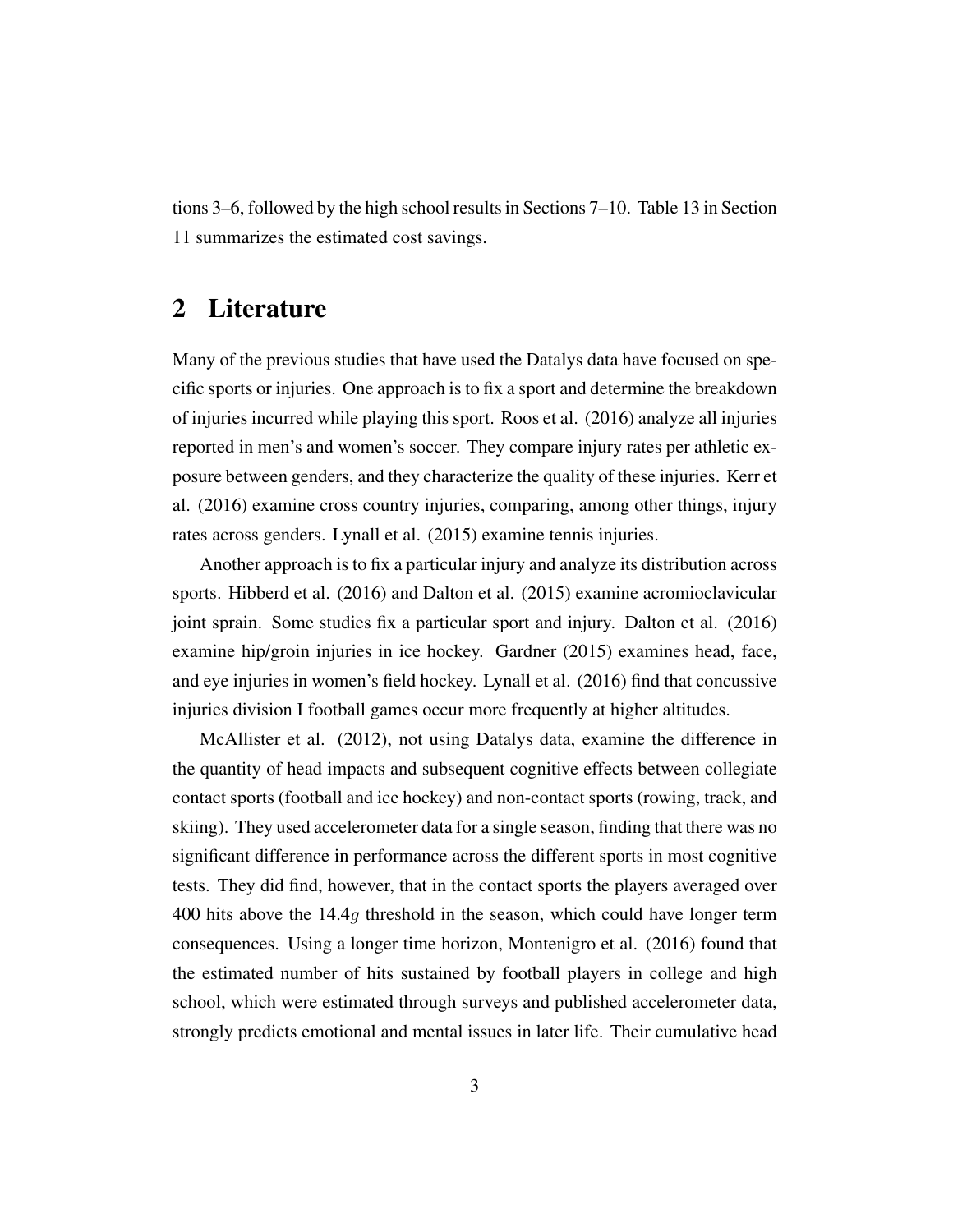tions 3–6, followed by the high school results in Sections 7–10. Table 13 in Section 11 summarizes the estimated cost savings.

## 2 Literature

Many of the previous studies that have used the Datalys data have focused on specific sports or injuries. One approach is to fix a sport and determine the breakdown of injuries incurred while playing this sport. Roos et al. (2016) analyze all injuries reported in men's and women's soccer. They compare injury rates per athletic exposure between genders, and they characterize the quality of these injuries. Kerr et al. (2016) examine cross country injuries, comparing, among other things, injury rates across genders. Lynall et al. (2015) examine tennis injuries.

Another approach is to fix a particular injury and analyze its distribution across sports. Hibberd et al. (2016) and Dalton et al. (2015) examine acromioclavicular joint sprain. Some studies fix a particular sport and injury. Dalton et al. (2016) examine hip/groin injuries in ice hockey. Gardner (2015) examines head, face, and eye injuries in women's field hockey. Lynall et al. (2016) find that concussive injuries division I football games occur more frequently at higher altitudes.

McAllister et al. (2012), not using Datalys data, examine the difference in the quantity of head impacts and subsequent cognitive effects between collegiate contact sports (football and ice hockey) and non-contact sports (rowing, track, and skiing). They used accelerometer data for a single season, finding that there was no significant difference in performance across the different sports in most cognitive tests. They did find, however, that in the contact sports the players averaged over 400 hits above the $14.4g$ threshold in the season, which could have longer term consequences. Using a longer time horizon, Montenigro et al. (2016) found that the estimated number of hits sustained by football players in college and high school, which were estimated through surveys and published accelerometer data, strongly predicts emotional and mental issues in later life. Their cumulative head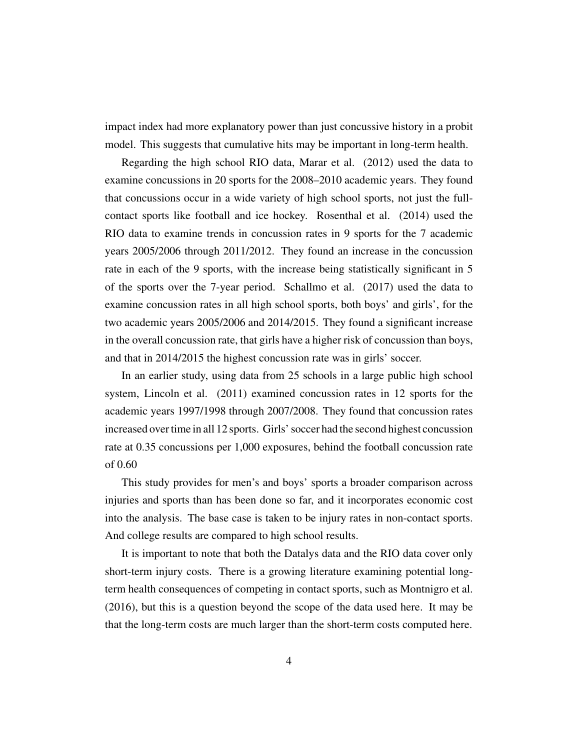impact index had more explanatory power than just concussive history in a probit model. This suggests that cumulative hits may be important in long-term health.

Regarding the high school RIO data, Marar et al. (2012) used the data to examine concussions in 20 sports for the 2008–2010 academic years. They found that concussions occur in a wide variety of high school sports, not just the full-contact sports like football and ice hockey. Rosenthal et al. (2014) used the RIO data to examine trends in concussion rates in 9 sports for the 7 academic years 2005/2006 through 2011/2012. They found an increase in the concussion rate in each of the 9 sports, with the increase being statistically significant in 5 of the sports over the 7-year period. Schallmo et al. (2017) used the data to examine concussion rates in all high school sports, both boys' and girls', for the two academic years 2005/2006 and 2014/2015. They found a significant increase in the overall concussion rate, that girls have a higher risk of concussion than boys, and that in 2014/2015 the highest concussion rate was in girls' soccer.

In an earlier study, using data from 25 schools in a large public high school system, Lincoln et al. (2011) examined concussion rates in 12 sports for the academic years 1997/1998 through 2007/2008. They found that concussion rates increased over time in all 12 sports. Girls' soccer had the second highest concussion rate at 0.35 concussions per 1,000 exposures, behind the football concussion rate of 0.60

This study provides for men's and boys' sports a broader comparison across injuries and sports than has been done so far, and it incorporates economic cost into the analysis. The base case is taken to be injury rates in non-contact sports. And college results are compared to high school results.

It is important to note that both the Datalys data and the RIO data cover only short-term injury costs. There is a growing literature examining potential long-term health consequences of competing in contact sports, such as Montnigro et al. (2016), but this is a question beyond the scope of the data used here. It may be that the long-term costs are much larger than the short-term costs computed here.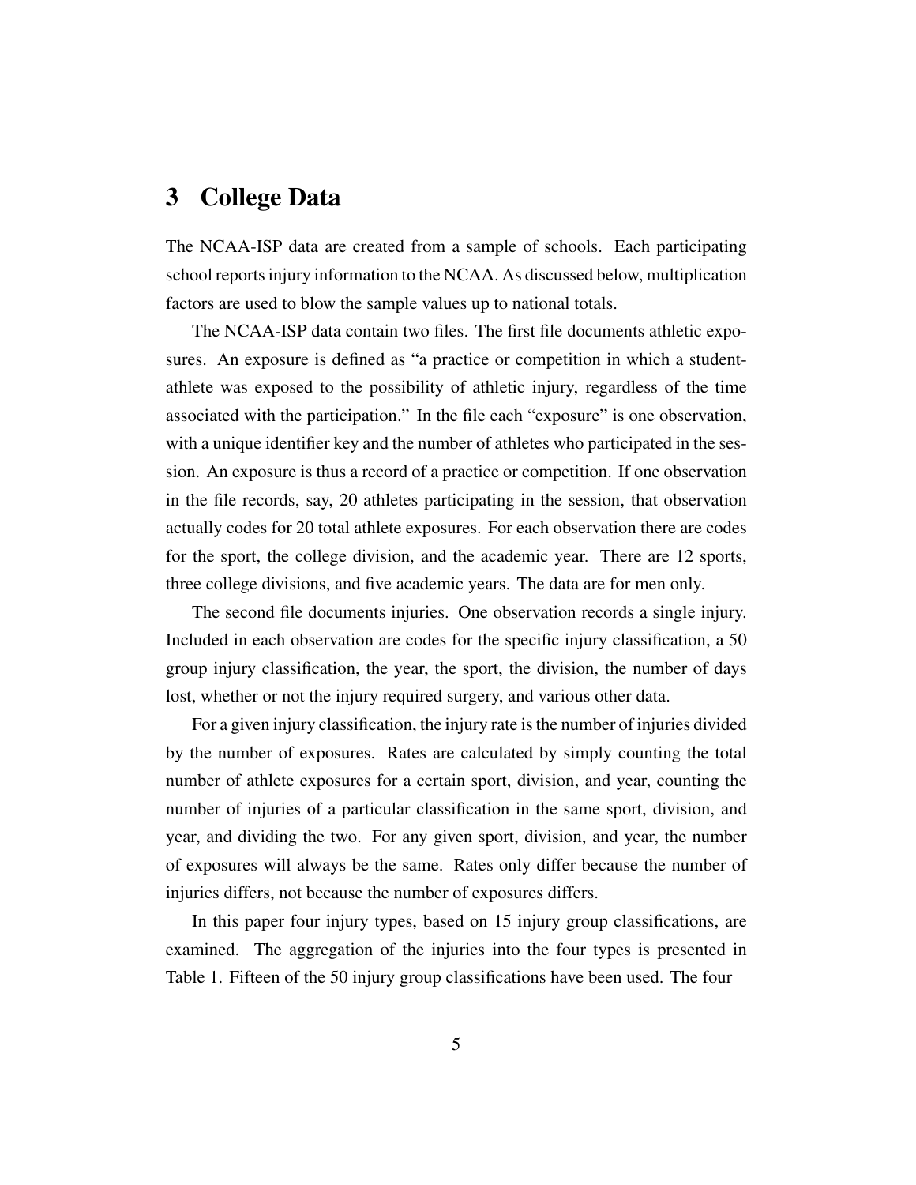# 3 College Data

The NCAA-ISP data are created from a sample of schools. Each participating school reports injury information to the NCAA. As discussed below, multiplication factors are used to blow the sample values up to national totals.

The NCAA-ISP data contain two files. The first file documents athletic exposures. An exposure is defined as "a practice or competition in which a student-athlete was exposed to the possibility of athletic injury, regardless of the time associated with the participation." In the file each "exposure" is one observation, with a unique identifier key and the number of athletes who participated in the session. An exposure is thus a record of a practice or competition. If one observation in the file records, say, 20 athletes participating in the session, that observation actually codes for 20 total athlete exposures. For each observation there are codes for the sport, the college division, and the academic year. There are 12 sports, three college divisions, and five academic years. The data are for men only.

The second file documents injuries. One observation records a single injury. Included in each observation are codes for the specific injury classification, a 50 group injury classification, the year, the sport, the division, the number of days lost, whether or not the injury required surgery, and various other data.

For a given injury classification, the injury rate is the number of injuries divided by the number of exposures. Rates are calculated by simply counting the total number of athlete exposures for a certain sport, division, and year, counting the number of injuries of a particular classification in the same sport, division, and year, and dividing the two. For any given sport, division, and year, the number of exposures will always be the same. Rates only differ because the number of injuries differs, not because the number of exposures differs.

In this paper four injury types, based on 15 injury group classifications, are examined. The aggregation of the injuries into the four types is presented in Table 1. Fifteen of the 50 injury group classifications have been used. The four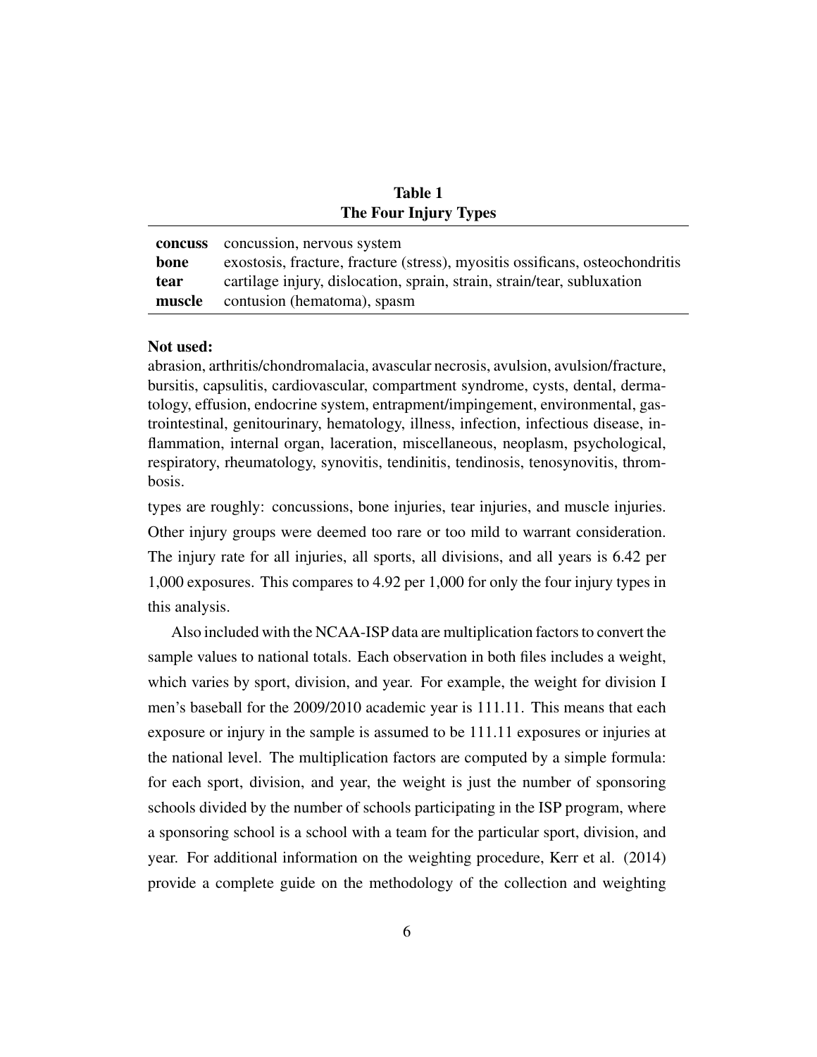**Table 1**
**The Four Injury Types**

| | |
|---|---|
| **concuss** | concussion, nervous system |
| **bone** | exostosis, fracture, fracture (stress), myositis ossificans, osteochondritis |
| **tear** | cartilage injury, dislocation, sprain, strain, strain/tear, subluxation |
| **muscle** | contusion (hematoma), spasm |

**Not used:**
abrasion, arthritis/chondromalacia, avascular necrosis, avulsion, avulsion/fracture, bursitis, capsulitis, cardiovascular, compartment syndrome, cysts, dental, dermatology, effusion, endocrine system, entrapment/impingement, environmental, gastrointestinal, genitourinary, hematology, illness, infection, infectious disease, inflammation, internal organ, laceration, miscellaneous, neoplasm, psychological, respiratory, rheumatology, synovitis, tendinitis, tendinosis, tenosynovitis, thrombosis.

types are roughly: concussions, bone injuries, tear injuries, and muscle injuries. Other injury groups were deemed too rare or too mild to warrant consideration. The injury rate for all injuries, all sports, all divisions, and all years is 6.42 per 1,000 exposures. This compares to 4.92 per 1,000 for only the four injury types in this analysis.

Also included with the NCAA-ISP data are multiplication factors to convert the sample values to national totals. Each observation in both files includes a weight, which varies by sport, division, and year. For example, the weight for division I men's baseball for the 2009/2010 academic year is 111.11. This means that each exposure or injury in the sample is assumed to be 111.11 exposures or injuries at the national level. The multiplication factors are computed by a simple formula: for each sport, division, and year, the weight is just the number of sponsoring schools divided by the number of schools participating in the ISP program, where a sponsoring school is a school with a team for the particular sport, division, and year. For additional information on the weighting procedure, Kerr et al. (2014) provide a complete guide on the methodology of the collection and weighting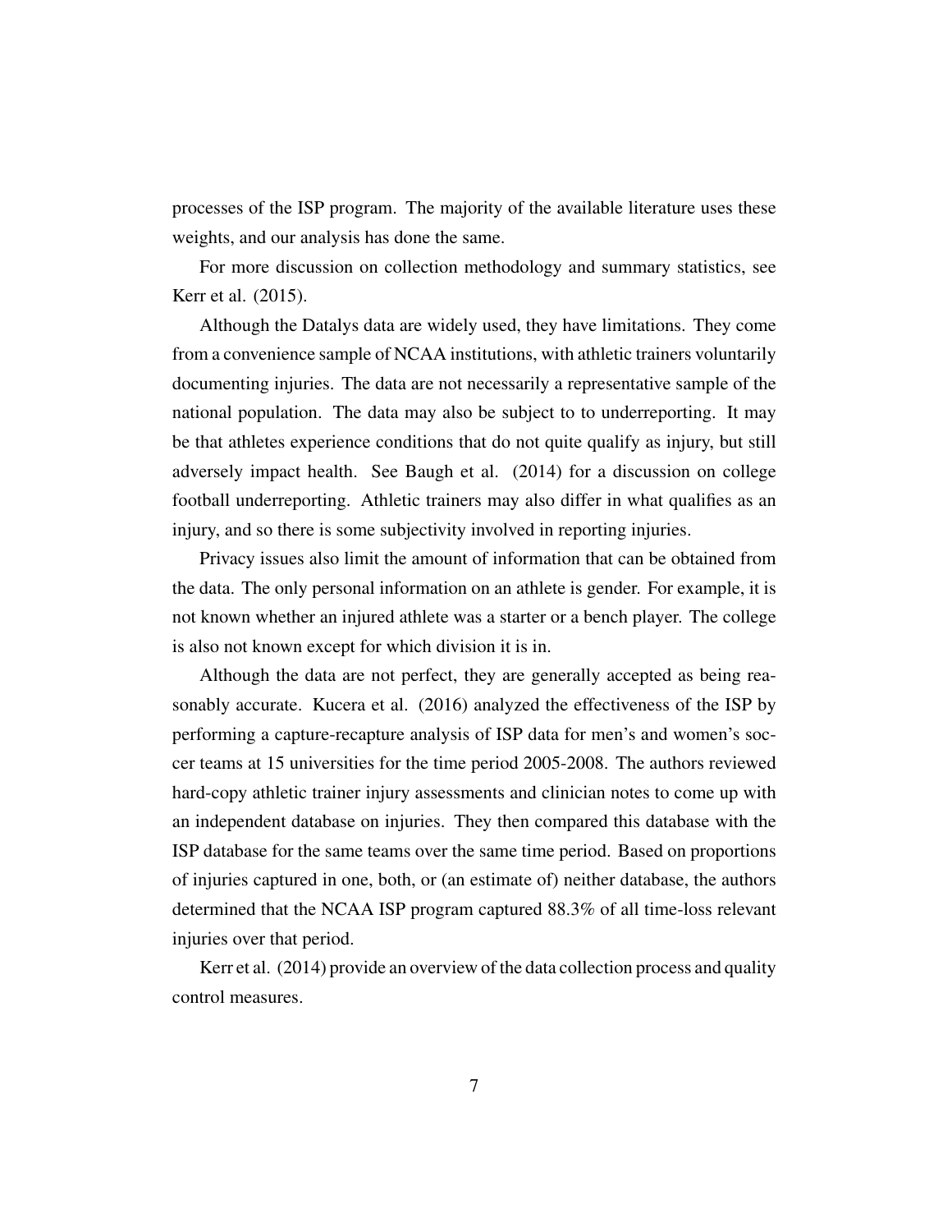processes of the ISP program. The majority of the available literature uses these weights, and our analysis has done the same.

For more discussion on collection methodology and summary statistics, see Kerr et al. (2015).

Although the Datalys data are widely used, they have limitations. They come from a convenience sample of NCAA institutions, with athletic trainers voluntarily documenting injuries. The data are not necessarily a representative sample of the national population. The data may also be subject to to underreporting. It may be that athletes experience conditions that do not quite qualify as injury, but still adversely impact health. See Baugh et al. (2014) for a discussion on college football underreporting. Athletic trainers may also differ in what qualifies as an injury, and so there is some subjectivity involved in reporting injuries.

Privacy issues also limit the amount of information that can be obtained from the data. The only personal information on an athlete is gender. For example, it is not known whether an injured athlete was a starter or a bench player. The college is also not known except for which division it is in.

Although the data are not perfect, they are generally accepted as being reasonably accurate. Kucera et al. (2016) analyzed the effectiveness of the ISP by performing a capture-recapture analysis of ISP data for men's and women's soccer teams at 15 universities for the time period 2005-2008. The authors reviewed hard-copy athletic trainer injury assessments and clinician notes to come up with an independent database on injuries. They then compared this database with the ISP database for the same teams over the same time period. Based on proportions of injuries captured in one, both, or (an estimate of) neither database, the authors determined that the NCAA ISP program captured 88.3% of all time-loss relevant injuries over that period.

Kerr et al. (2014) provide an overview of the data collection process and quality control measures.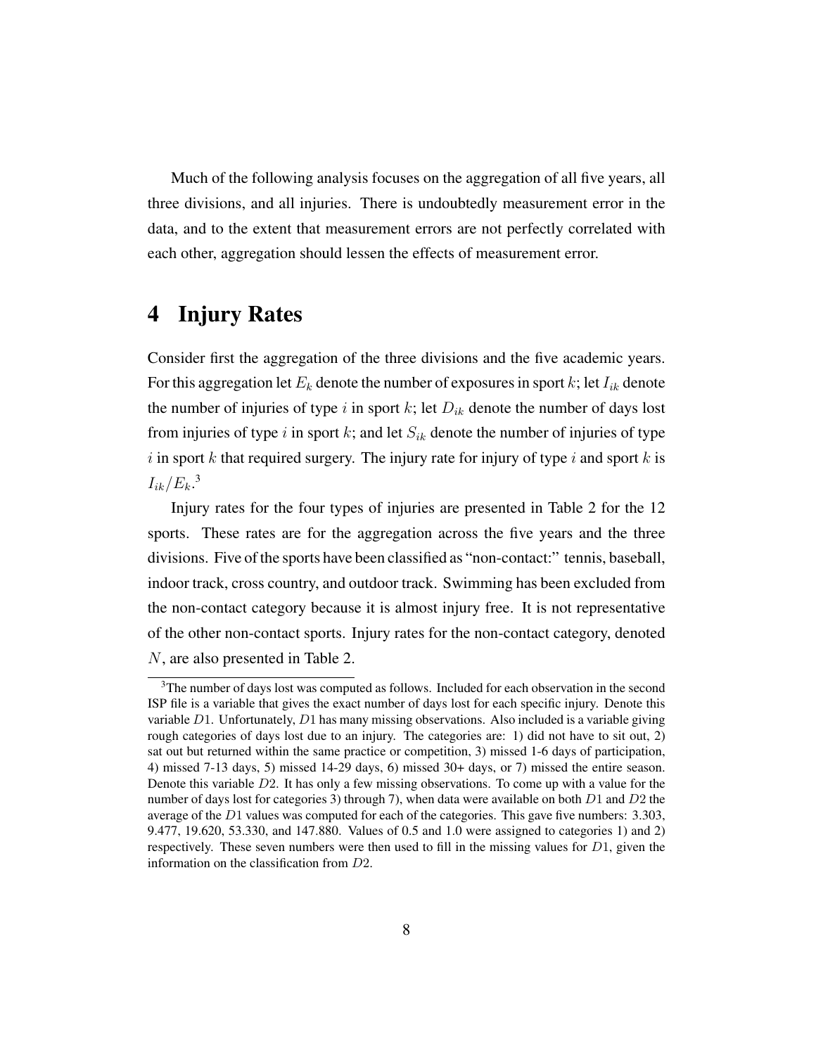Much of the following analysis focuses on the aggregation of all five years, all three divisions, and all injuries. There is undoubtedly measurement error in the data, and to the extent that measurement errors are not perfectly correlated with each other, aggregation should lessen the effects of measurement error.

# 4 Injury Rates

Consider first the aggregation of the three divisions and the five academic years. For this aggregation let $E_k$ denote the number of exposures in sport $k$; let $I_{ik}$ denote the number of injuries of type $i$ in sport $k$; let $D_{ik}$ denote the number of days lost from injuries of type $i$ in sport $k$; and let $S_{ik}$ denote the number of injuries of type $i$ in sport $k$ that required surgery. The injury rate for injury of type $i$ and sport $k$ is $I_{ik}/E_k$.[3]

Injury rates for the four types of injuries are presented in Table 2 for the 12 sports. These rates are for the aggregation across the five years and the three divisions. Five of the sports have been classified as "non-contact:" tennis, baseball, indoor track, cross country, and outdoor track. Swimming has been excluded from the non-contact category because it is almost injury free. It is not representative of the other non-contact sports. Injury rates for the non-contact category, denoted $N$, are also presented in Table 2.

[3]The number of days lost was computed as follows. Included for each observation in the second ISP file is a variable that gives the exact number of days lost for each specific injury. Denote this variable $D1$. Unfortunately, $D1$ has many missing observations. Also included is a variable giving rough categories of days lost due to an injury. The categories are: 1) did not have to sit out, 2) sat out but returned within the same practice or competition, 3) missed 1-6 days of participation, 4) missed 7-13 days, 5) missed 14-29 days, 6) missed 30+ days, or 7) missed the entire season. Denote this variable $D2$. It has only a few missing observations. To come up with a value for the number of days lost for categories 3) through 7), when data were available on both $D1$ and $D2$ the average of the $D1$ values was computed for each of the categories. This gave five numbers: 3.303, 9.477, 19.620, 53.330, and 147.880. Values of 0.5 and 1.0 were assigned to categories 1) and 2) respectively. These seven numbers were then used to fill in the missing values for $D1$, given the information on the classification from $D2$.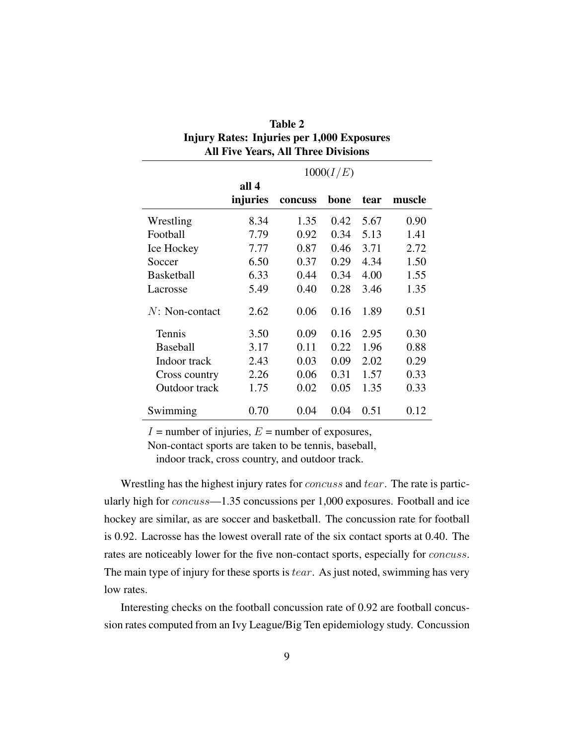**Table 2**
**Injury Rates: Injuries per 1,000 Exposures**
**All Five Years, All Three Divisions**

| | $1000(I/E)$ | | | | |
|---|---|---|---|---|---|
| | **all 4 injuries** | **concuss** | **bone** | **tear** | **muscle** |
| Wrestling | 8.34 | 1.35 | 0.42 | 5.67 | 0.90 |
| Football | 7.79 | 0.92 | 0.34 | 5.13 | 1.41 |
| Ice Hockey | 7.77 | 0.87 | 0.46 | 3.71 | 2.72 |
| Soccer | 6.50 | 0.37 | 0.29 | 4.34 | 1.50 |
| Basketball | 6.33 | 0.44 | 0.34 | 4.00 | 1.55 |
| Lacrosse | 5.49 | 0.40 | 0.28 | 3.46 | 1.35 |
| $N$: Non-contact | 2.62 | 0.06 | 0.16 | 1.89 | 0.51 |
| Tennis | 3.50 | 0.09 | 0.16 | 2.95 | 0.30 |
| Baseball | 3.17 | 0.11 | 0.22 | 1.96 | 0.88 |
| Indoor track | 2.43 | 0.03 | 0.09 | 2.02 | 0.29 |
| Cross country | 2.26 | 0.06 | 0.31 | 1.57 | 0.33 |
| Outdoor track | 1.75 | 0.02 | 0.05 | 1.35 | 0.33 |
| Swimming | 0.70 | 0.04 | 0.04 | 0.51 | 0.12 |

$I$ = number of injuries, $E$ = number of exposures,
Non-contact sports are taken to be tennis, baseball, indoor track, cross country, and outdoor track.

Wrestling has the highest injury rates for $concuss$ and $tear$. The rate is particularly high for $concuss$—1.35 concussions per 1,000 exposures. Football and ice hockey are similar, as are soccer and basketball. The concussion rate for football is 0.92. Lacrosse has the lowest overall rate of the six contact sports at 0.40. The rates are noticeably lower for the five non-contact sports, especially for $concuss$. The main type of injury for these sports is $tear$. As just noted, swimming has very low rates.

Interesting checks on the football concussion rate of 0.92 are football concussion rates computed from an Ivy League/Big Ten epidemiology study. Concussion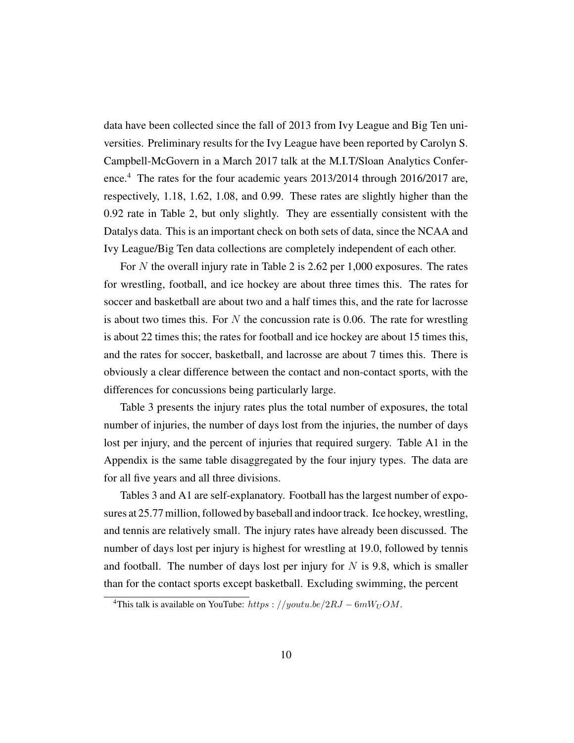data have been collected since the fall of 2013 from Ivy League and Big Ten universities. Preliminary results for the Ivy League have been reported by Carolyn S. Campbell-McGovern in a March 2017 talk at the M.I.T/Sloan Analytics Conference.[4] The rates for the four academic years 2013/2014 through 2016/2017 are, respectively, 1.18, 1.62, 1.08, and 0.99. These rates are slightly higher than the 0.92 rate in Table 2, but only slightly. They are essentially consistent with the Datalys data. This is an important check on both sets of data, since the NCAA and Ivy League/Big Ten data collections are completely independent of each other.

For $N$ the overall injury rate in Table 2 is 2.62 per 1,000 exposures. The rates for wrestling, football, and ice hockey are about three times this. The rates for soccer and basketball are about two and a half times this, and the rate for lacrosse is about two times this. For $N$ the concussion rate is 0.06. The rate for wrestling is about 22 times this; the rates for football and ice hockey are about 15 times this, and the rates for soccer, basketball, and lacrosse are about 7 times this. There is obviously a clear difference between the contact and non-contact sports, with the differences for concussions being particularly large.

Table 3 presents the injury rates plus the total number of exposures, the total number of injuries, the number of days lost from the injuries, the number of days lost per injury, and the percent of injuries that required surgery. Table A1 in the Appendix is the same table disaggregated by the four injury types. The data are for all five years and all three divisions.

Tables 3 and A1 are self-explanatory. Football has the largest number of exposures at 25.77 million, followed by baseball and indoor track. Ice hockey, wrestling, and tennis are relatively small. The injury rates have already been discussed. The number of days lost per injury is highest for wrestling at 19.0, followed by tennis and football. The number of days lost per injury for $N$ is 9.8, which is smaller than for the contact sports except basketball. Excluding swimming, the percent

[4]This talk is available on YouTube: $https://youtu.be/2RJ-6mW_UOM$.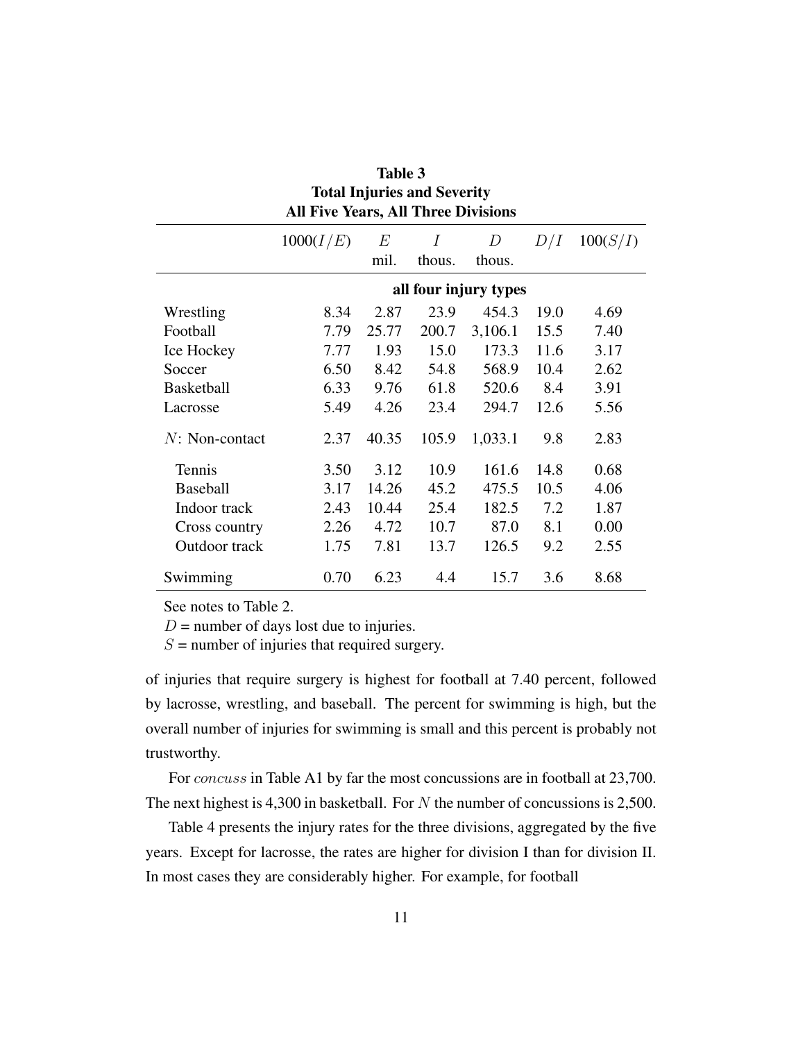**Table 3**
**Total Injuries and Severity**
**All Five Years, All Three Divisions**

| | $1000(I/E)$ | $E$ mil. | $I$ thous. | $D$ thous. | $D/I$ | $100(S/I)$ |
|---|---|---|---|---|---|---|
| | **all four injury types** | | | | | |
| Wrestling | 8.34 | 2.87 | 23.9 | 454.3 | 19.0 | 4.69 |
| Football | 7.79 | 25.77 | 200.7 | 3,106.1 | 15.5 | 7.40 |
| Ice Hockey | 7.77 | 1.93 | 15.0 | 173.3 | 11.6 | 3.17 |
| Soccer | 6.50 | 8.42 | 54.8 | 568.9 | 10.4 | 2.62 |
| Basketball | 6.33 | 9.76 | 61.8 | 520.6 | 8.4 | 3.91 |
| Lacrosse | 5.49 | 4.26 | 23.4 | 294.7 | 12.6 | 5.56 |
| $N$: Non-contact | 2.37 | 40.35 | 105.9 | 1,033.1 | 9.8 | 2.83 |
| Tennis | 3.50 | 3.12 | 10.9 | 161.6 | 14.8 | 0.68 |
| Baseball | 3.17 | 14.26 | 45.2 | 475.5 | 10.5 | 4.06 |
| Indoor track | 2.43 | 10.44 | 25.4 | 182.5 | 7.2 | 1.87 |
| Cross country | 2.26 | 4.72 | 10.7 | 87.0 | 8.1 | 0.00 |
| Outdoor track | 1.75 | 7.81 | 13.7 | 126.5 | 9.2 | 2.55 |
| Swimming | 0.70 | 6.23 | 4.4 | 15.7 | 3.6 | 8.68 |

See notes to Table 2.
$D$ = number of days lost due to injuries.
$S$ = number of injuries that required surgery.

of injuries that require surgery is highest for football at 7.40 percent, followed by lacrosse, wrestling, and baseball. The percent for swimming is high, but the overall number of injuries for swimming is small and this percent is probably not trustworthy.

For $concuss$ in Table A1 by far the most concussions are in football at 23,700. The next highest is 4,300 in basketball. For $N$ the number of concussions is 2,500.

Table 4 presents the injury rates for the three divisions, aggregated by the five years. Except for lacrosse, the rates are higher for division I than for division II. In most cases they are considerably higher. For example, for football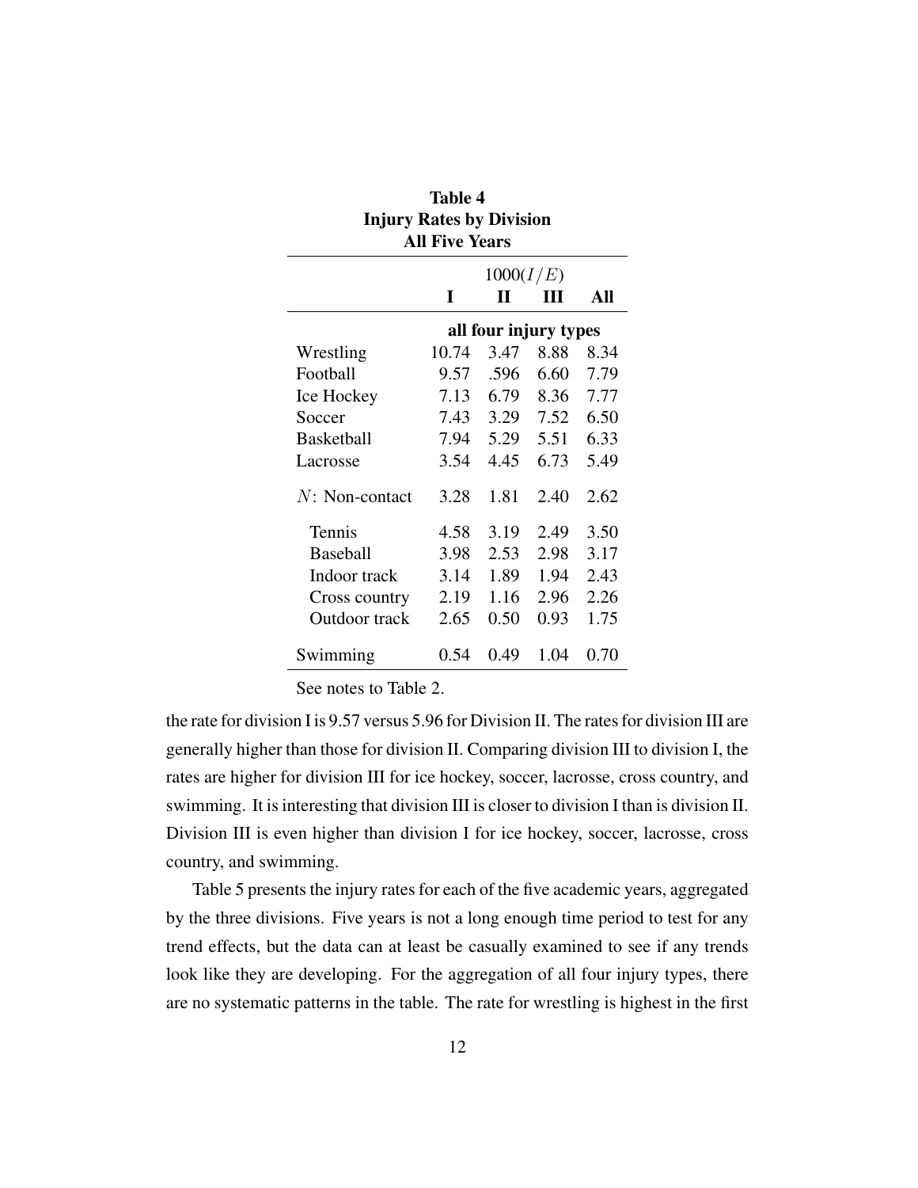**Table 4**
**Injury Rates by Division**
**All Five Years**

| | $1000(I/E)$ | | | |
|---|---|---|---|---|
| | **I** | **II** | **III** | **All** |
| | **all four injury types** | | | |
| Wrestling | 10.74 | 3.47 | 8.88 | 8.34 |
| Football | 9.57 | .596 | 6.60 | 7.79 |
| Ice Hockey | 7.13 | 6.79 | 8.36 | 7.77 |
| Soccer | 7.43 | 3.29 | 7.52 | 6.50 |
| Basketball | 7.94 | 5.29 | 5.51 | 6.33 |
| Lacrosse | 3.54 | 4.45 | 6.73 | 5.49 |
| $N$: Non-contact | 3.28 | 1.81 | 2.40 | 2.62 |
| Tennis | 4.58 | 3.19 | 2.49 | 3.50 |
| Baseball | 3.98 | 2.53 | 2.98 | 3.17 |
| Indoor track | 3.14 | 1.89 | 1.94 | 2.43 |
| Cross country | 2.19 | 1.16 | 2.96 | 2.26 |
| Outdoor track | 2.65 | 0.50 | 0.93 | 1.75 |
| Swimming | 0.54 | 0.49 | 1.04 | 0.70 |

See notes to Table 2.

the rate for division I is 9.57 versus 5.96 for Division II. The rates for division III are generally higher than those for division II. Comparing division III to division I, the rates are higher for division III for ice hockey, soccer, lacrosse, cross country, and swimming. It is interesting that division III is closer to division I than is division II. Division III is even higher than division I for ice hockey, soccer, lacrosse, cross country, and swimming.

Table 5 presents the injury rates for each of the five academic years, aggregated by the three divisions. Five years is not a long enough time period to test for any trend effects, but the data can at least be casually examined to see if any trends look like they are developing. For the aggregation of all four injury types, there are no systematic patterns in the table. The rate for wrestling is highest in the first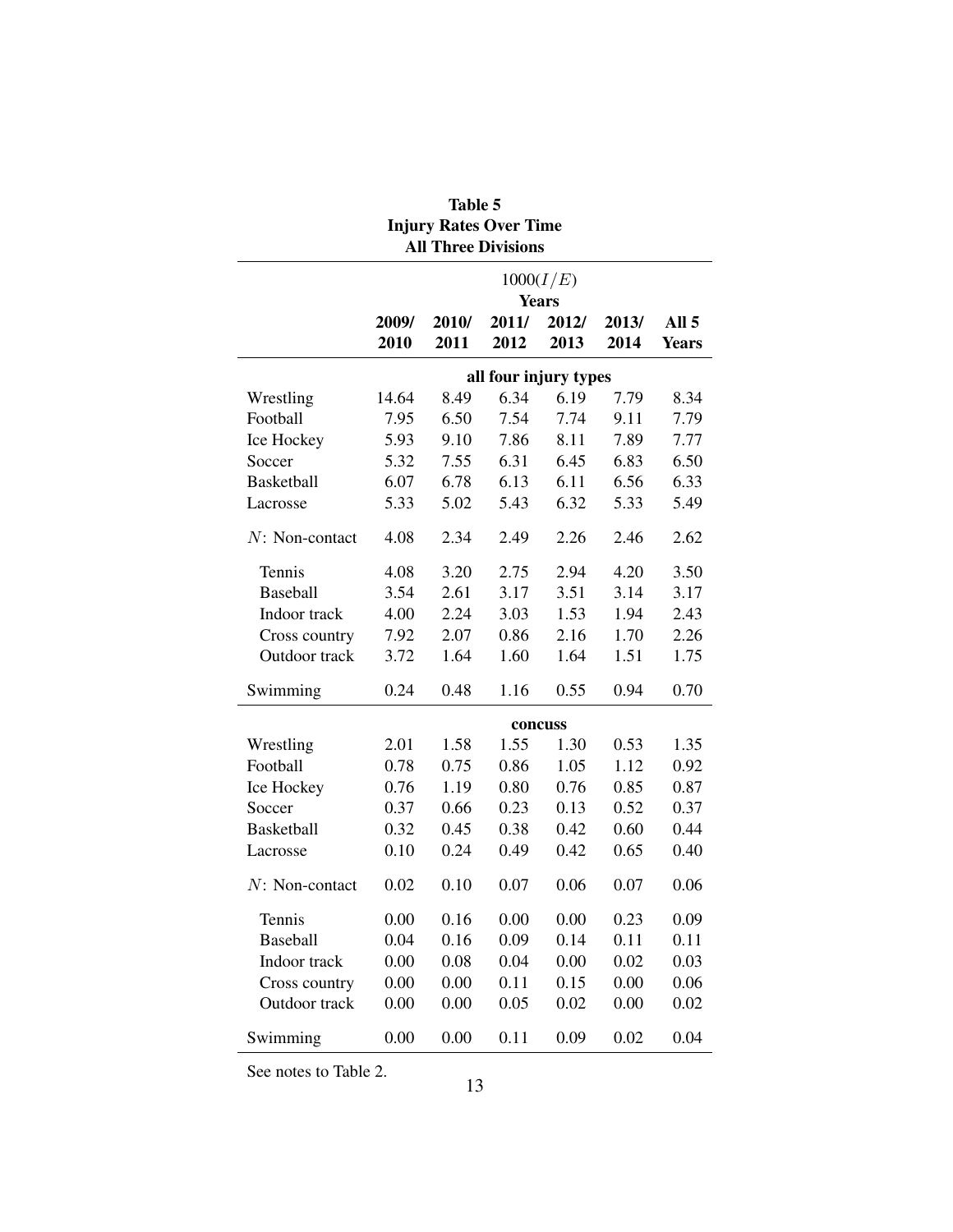**Table 5**
**Injury Rates Over Time**
**All Three Divisions**

| | $1000(I/E)$ | | | | | |
|---|---|---|---|---|---|---|
| | **Years** | | | | | |
| | **2009/ 2010** | **2010/ 2011** | **2011/ 2012** | **2012/ 2013** | **2013/ 2014** | **All 5 Years** |
| | **all four injury types** | | | | | |
| Wrestling | 14.64 | 8.49 | 6.34 | 6.19 | 7.79 | 8.34 |
| Football | 7.95 | 6.50 | 7.54 | 7.74 | 9.11 | 7.79 |
| Ice Hockey | 5.93 | 9.10 | 7.86 | 8.11 | 7.89 | 7.77 |
| Soccer | 5.32 | 7.55 | 6.31 | 6.45 | 6.83 | 6.50 |
| Basketball | 6.07 | 6.78 | 6.13 | 6.11 | 6.56 | 6.33 |
| Lacrosse | 5.33 | 5.02 | 5.43 | 6.32 | 5.33 | 5.49 |
| $N$: Non-contact | 4.08 | 2.34 | 2.49 | 2.26 | 2.46 | 2.62 |
| Tennis | 4.08 | 3.20 | 2.75 | 2.94 | 4.20 | 3.50 |
| Baseball | 3.54 | 2.61 | 3.17 | 3.51 | 3.14 | 3.17 |
| Indoor track | 4.00 | 2.24 | 3.03 | 1.53 | 1.94 | 2.43 |
| Cross country | 7.92 | 2.07 | 0.86 | 2.16 | 1.70 | 2.26 |
| Outdoor track | 3.72 | 1.64 | 1.60 | 1.64 | 1.51 | 1.75 |
| Swimming | 0.24 | 0.48 | 1.16 | 0.55 | 0.94 | 0.70 |
| | **concuss** | | | | | |
| Wrestling | 2.01 | 1.58 | 1.55 | 1.30 | 0.53 | 1.35 |
| Football | 0.78 | 0.75 | 0.86 | 1.05 | 1.12 | 0.92 |
| Ice Hockey | 0.76 | 1.19 | 0.80 | 0.76 | 0.85 | 0.87 |
| Soccer | 0.37 | 0.66 | 0.23 | 0.13 | 0.52 | 0.37 |
| Basketball | 0.32 | 0.45 | 0.38 | 0.42 | 0.60 | 0.44 |
| Lacrosse | 0.10 | 0.24 | 0.49 | 0.42 | 0.65 | 0.40 |
| $N$: Non-contact | 0.02 | 0.10 | 0.07 | 0.06 | 0.07 | 0.06 |
| Tennis | 0.00 | 0.16 | 0.00 | 0.00 | 0.23 | 0.09 |
| Baseball | 0.04 | 0.16 | 0.09 | 0.14 | 0.11 | 0.11 |
| Indoor track | 0.00 | 0.08 | 0.04 | 0.00 | 0.02 | 0.03 |
| Cross country | 0.00 | 0.00 | 0.11 | 0.15 | 0.00 | 0.06 |
| Outdoor track | 0.00 | 0.00 | 0.05 | 0.02 | 0.00 | 0.02 |
| Swimming | 0.00 | 0.00 | 0.11 | 0.09 | 0.02 | 0.04 |

See notes to Table 2.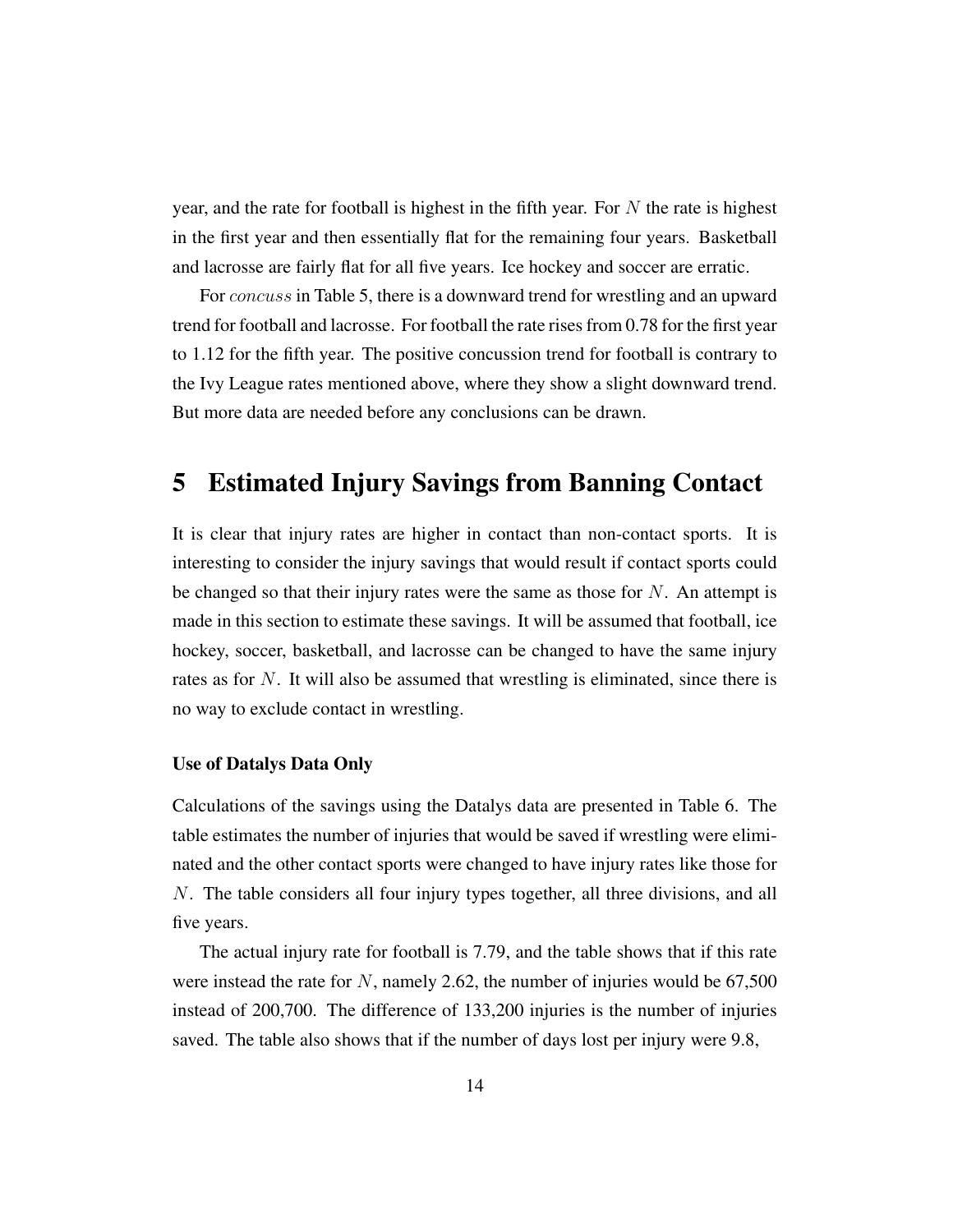year, and the rate for football is highest in the fifth year. For $N$ the rate is highest in the first year and then essentially flat for the remaining four years. Basketball and lacrosse are fairly flat for all five years. Ice hockey and soccer are erratic.

For $concuss$ in Table 5, there is a downward trend for wrestling and an upward trend for football and lacrosse. For football the rate rises from 0.78 for the first year to 1.12 for the fifth year. The positive concussion trend for football is contrary to the Ivy League rates mentioned above, where they show a slight downward trend. But more data are needed before any conclusions can be drawn.

# 5 Estimated Injury Savings from Banning Contact

It is clear that injury rates are higher in contact than non-contact sports. It is interesting to consider the injury savings that would result if contact sports could be changed so that their injury rates were the same as those for $N$. An attempt is made in this section to estimate these savings. It will be assumed that football, ice hockey, soccer, basketball, and lacrosse can be changed to have the same injury rates as for $N$. It will also be assumed that wrestling is eliminated, since there is no way to exclude contact in wrestling.

**Use of Datalys Data Only**

Calculations of the savings using the Datalys data are presented in Table 6. The table estimates the number of injuries that would be saved if wrestling were eliminated and the other contact sports were changed to have injury rates like those for $N$. The table considers all four injury types together, all three divisions, and all five years.

The actual injury rate for football is 7.79, and the table shows that if this rate were instead the rate for $N$, namely 2.62, the number of injuries would be 67,500 instead of 200,700. The difference of 133,200 injuries is the number of injuries saved. The table also shows that if the number of days lost per injury were 9.8,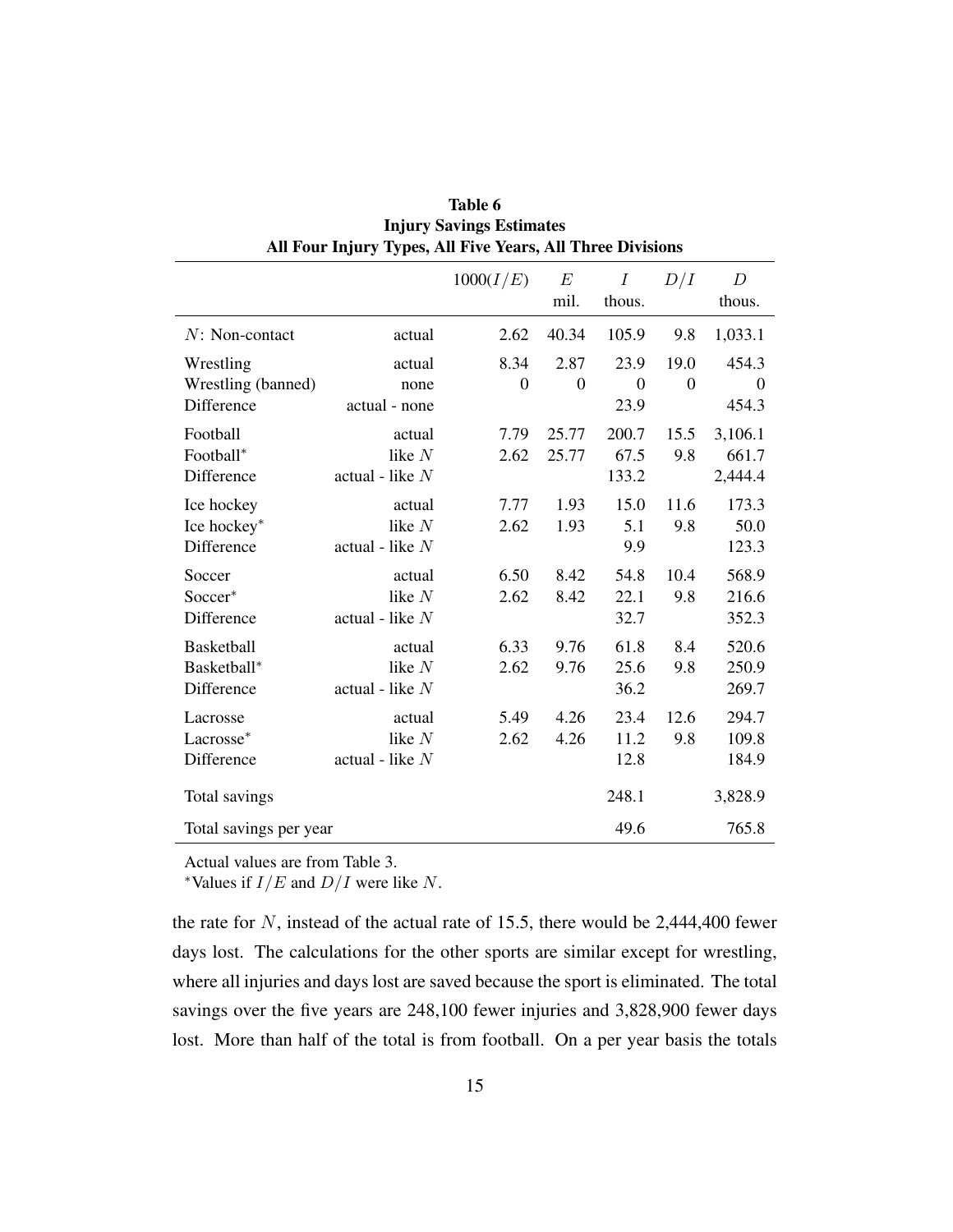**Table 6**
**Injury Savings Estimates**
**All Four Injury Types, All Five Years, All Three Divisions**

| | | $1000(I/E)$ | $E$ mil. | $I$ thous. | $D/I$ | $D$ thous. |
|---|---|---|---|---|---|---|
| $N$: Non-contact | actual | 2.62 | 40.34 | 105.9 | 9.8 | 1,033.1 |
| Wrestling | actual | 8.34 | 2.87 | 23.9 | 19.0 | 454.3 |
| Wrestling (banned) | none | 0 | 0 | 0 | 0 | 0 |
| Difference | actual - none | | | 23.9 | | 454.3 |
| Football | actual | 7.79 | 25.77 | 200.7 | 15.5 | 3,106.1 |
| Football* | like $N$ | 2.62 | 25.77 | 67.5 | 9.8 | 661.7 |
| Difference | actual - like $N$ | | | 133.2 | | 2,444.4 |
| Ice hockey | actual | 7.77 | 1.93 | 15.0 | 11.6 | 173.3 |
| Ice hockey* | like $N$ | 2.62 | 1.93 | 5.1 | 9.8 | 50.0 |
| Difference | actual - like $N$ | | | 9.9 | | 123.3 |
| Soccer | actual | 6.50 | 8.42 | 54.8 | 10.4 | 568.9 |
| Soccer* | like $N$ | 2.62 | 8.42 | 22.1 | 9.8 | 216.6 |
| Difference | actual - like $N$ | | | 32.7 | | 352.3 |
| Basketball | actual | 6.33 | 9.76 | 61.8 | 8.4 | 520.6 |
| Basketball* | like $N$ | 2.62 | 9.76 | 25.6 | 9.8 | 250.9 |
| Difference | actual - like $N$ | | | 36.2 | | 269.7 |
| Lacrosse | actual | 5.49 | 4.26 | 23.4 | 12.6 | 294.7 |
| Lacrosse* | like $N$ | 2.62 | 4.26 | 11.2 | 9.8 | 109.8 |
| Difference | actual - like $N$ | | | 12.8 | | 184.9 |
| Total savings | | | | 248.1 | | 3,828.9 |
| Total savings per year | | | | 49.6 | | 765.8 |

Actual values are from Table 3.
*Values if $I/E$ and $D/I$ were like $N$.

the rate for $N$, instead of the actual rate of 15.5, there would be 2,444,400 fewer days lost. The calculations for the other sports are similar except for wrestling, where all injuries and days lost are saved because the sport is eliminated. The total savings over the five years are 248,100 fewer injuries and 3,828,900 fewer days lost. More than half of the total is from football. On a per year basis the totals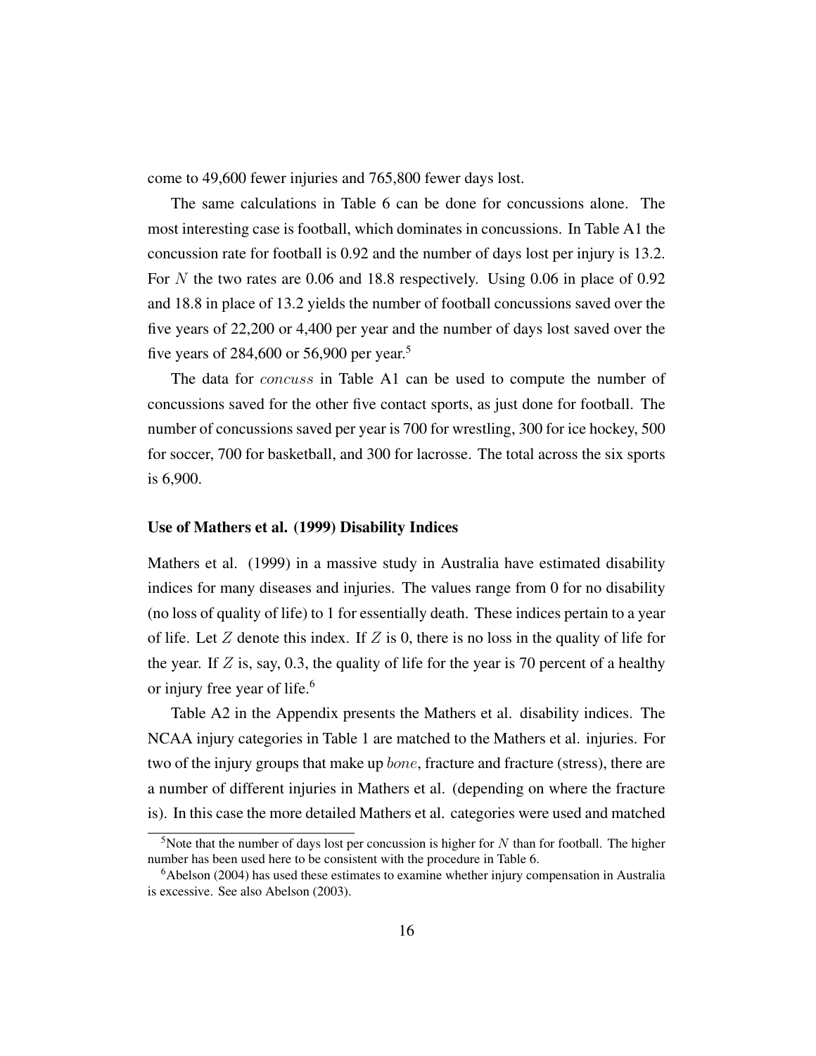come to 49,600 fewer injuries and 765,800 fewer days lost.

The same calculations in Table 6 can be done for concussions alone. The most interesting case is football, which dominates in concussions. In Table A1 the concussion rate for football is 0.92 and the number of days lost per injury is 13.2. For $N$ the two rates are 0.06 and 18.8 respectively. Using 0.06 in place of 0.92 and 18.8 in place of 13.2 yields the number of football concussions saved over the five years of 22,200 or 4,400 per year and the number of days lost saved over the five years of 284,600 or 56,900 per year.[5]

The data for *concuss* in Table A1 can be used to compute the number of concussions saved for the other five contact sports, as just done for football. The number of concussions saved per year is 700 for wrestling, 300 for ice hockey, 500 for soccer, 700 for basketball, and 300 for lacrosse. The total across the six sports is 6,900.

### Use of Mathers et al. (1999) Disability Indices

Mathers et al. (1999) in a massive study in Australia have estimated disability indices for many diseases and injuries. The values range from 0 for no disability (no loss of quality of life) to 1 for essentially death. These indices pertain to a year of life. Let $Z$ denote this index. If $Z$ is 0, there is no loss in the quality of life for the year. If $Z$ is, say, 0.3, the quality of life for the year is 70 percent of a healthy or injury free year of life.[6]

Table A2 in the Appendix presents the Mathers et al. disability indices. The NCAA injury categories in Table 1 are matched to the Mathers et al. injuries. For two of the injury groups that make up *bone*, fracture and fracture (stress), there are a number of different injuries in Mathers et al. (depending on where the fracture is). In this case the more detailed Mathers et al. categories were used and matched

[5] Note that the number of days lost per concussion is higher for $N$ than for football. The higher number has been used here to be consistent with the procedure in Table 6.

[6] Abelson (2004) has used these estimates to examine whether injury compensation in Australia is excessive. See also Abelson (2003).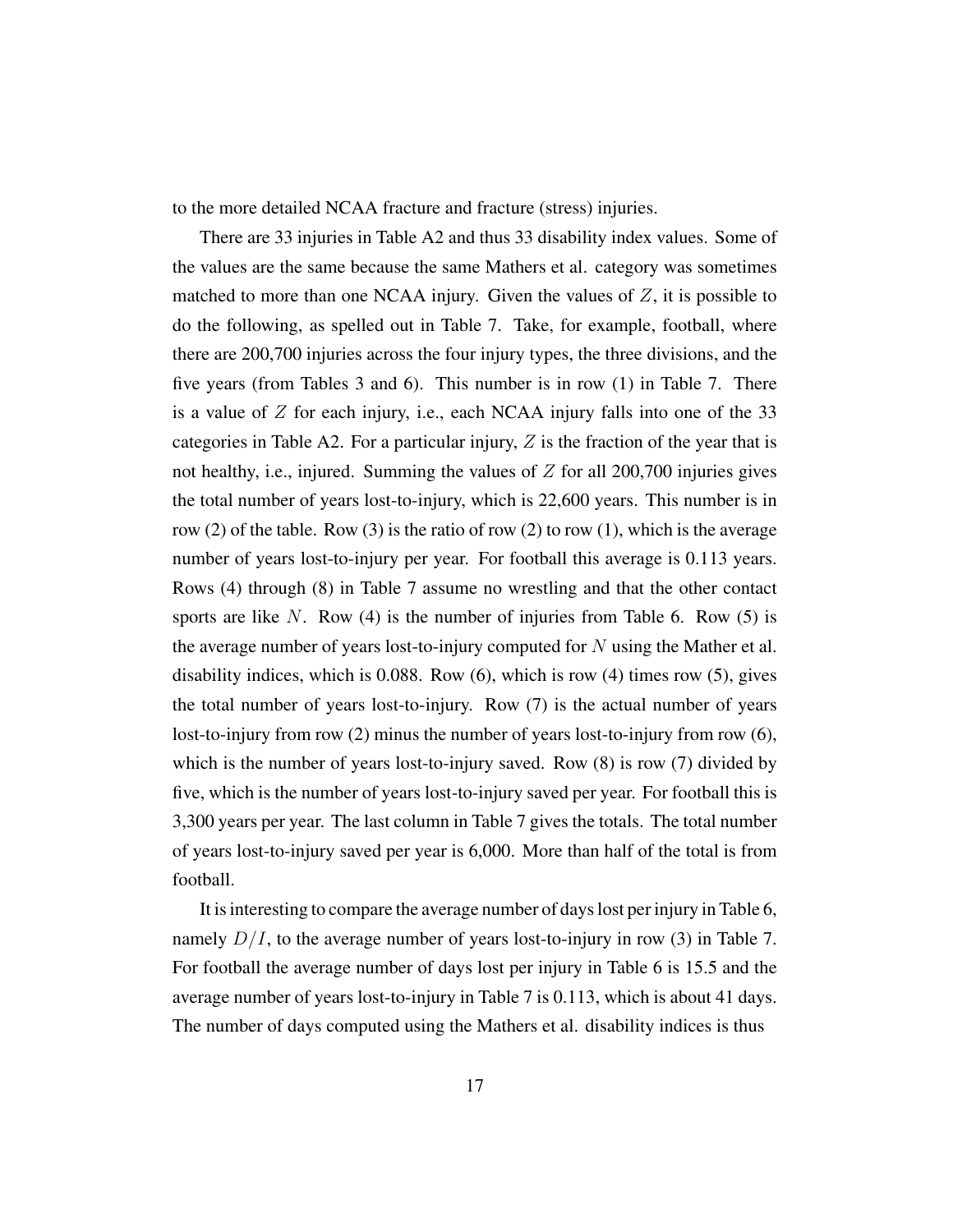to the more detailed NCAA fracture and fracture (stress) injuries.

There are 33 injuries in Table A2 and thus 33 disability index values. Some of the values are the same because the same Mathers et al. category was sometimes matched to more than one NCAA injury. Given the values of $Z$, it is possible to do the following, as spelled out in Table 7. Take, for example, football, where there are 200,700 injuries across the four injury types, the three divisions, and the five years (from Tables 3 and 6). This number is in row (1) in Table 7. There is a value of $Z$ for each injury, i.e., each NCAA injury falls into one of the 33 categories in Table A2. For a particular injury, $Z$ is the fraction of the year that is not healthy, i.e., injured. Summing the values of $Z$ for all 200,700 injuries gives the total number of years lost-to-injury, which is 22,600 years. This number is in row (2) of the table. Row (3) is the ratio of row (2) to row (1), which is the average number of years lost-to-injury per year. For football this average is 0.113 years. Rows (4) through (8) in Table 7 assume no wrestling and that the other contact sports are like $N$. Row (4) is the number of injuries from Table 6. Row (5) is the average number of years lost-to-injury computed for $N$ using the Mather et al. disability indices, which is 0.088. Row (6), which is row (4) times row (5), gives the total number of years lost-to-injury. Row (7) is the actual number of years lost-to-injury from row (2) minus the number of years lost-to-injury from row (6), which is the number of years lost-to-injury saved. Row (8) is row (7) divided by five, which is the number of years lost-to-injury saved per year. For football this is 3,300 years per year. The last column in Table 7 gives the totals. The total number of years lost-to-injury saved per year is 6,000. More than half of the total is from football.

It is interesting to compare the average number of days lost per injury in Table 6, namely $D/I$, to the average number of years lost-to-injury in row (3) in Table 7. For football the average number of days lost per injury in Table 6 is 15.5 and the average number of years lost-to-injury in Table 7 is 0.113, which is about 41 days. The number of days computed using the Mathers et al. disability indices is thus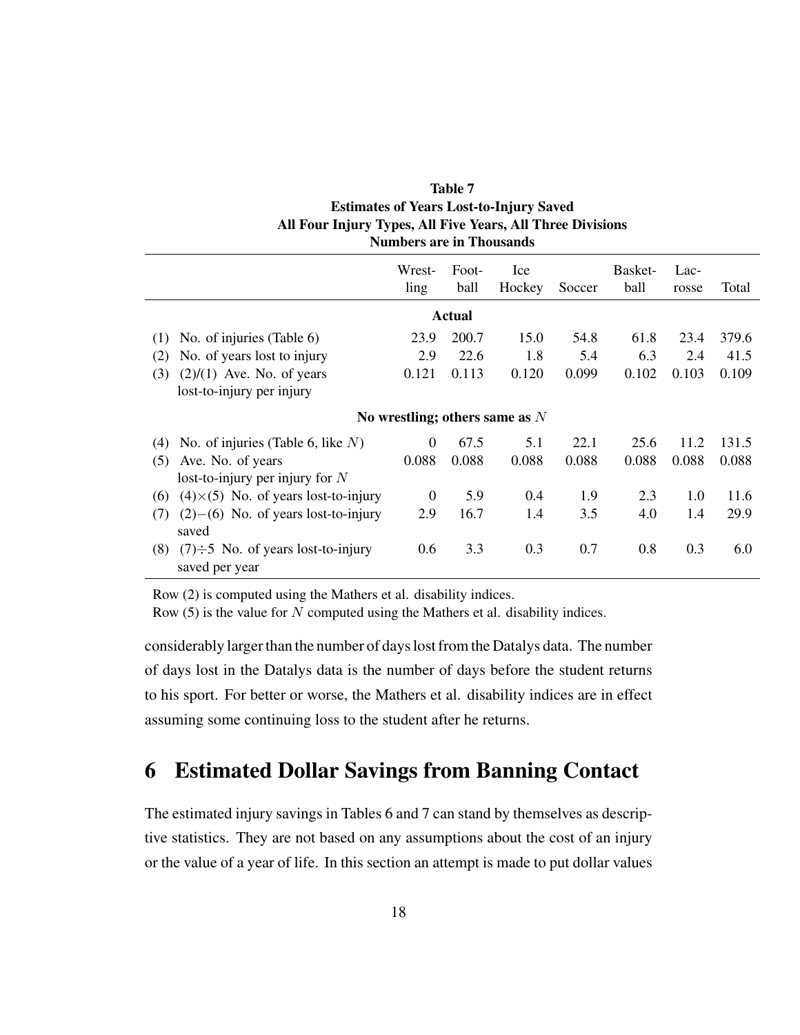**Table 7**
**Estimates of Years Lost-to-Injury Saved**
**All Four Injury Types, All Five Years, All Three Divisions**
**Numbers are in Thousands**

| | Wrestling | Football | Ice Hockey | Soccer | Basketball | Lacrosse | Total |
|---|---|---|---|---|---|---|---|
| | | | **Actual** | | | | |
| (1) No. of injuries (Table 6) | 23.9 | 200.7 | 15.0 | 54.8 | 61.8 | 23.4 | 379.6 |
| (2) No. of years lost to injury | 2.9 | 22.6 | 1.8 | 5.4 | 6.3 | 2.4 | 41.5 |
| (3) (2)/(1) Ave. No. of years lost-to-injury per injury | 0.121 | 0.113 | 0.120 | 0.099 | 0.102 | 0.103 | 0.109 |
| | | | **No wrestling; others same as $N$** | | | | |
| (4) No. of injuries (Table 6, like $N$) | 0 | 67.5 | 5.1 | 22.1 | 25.6 | 11.2 | 131.5 |
| (5) Ave. No. of years lost-to-injury per injury for $N$ | 0.088 | 0.088 | 0.088 | 0.088 | 0.088 | 0.088 | 0.088 |
| (6) (4)×(5) No. of years lost-to-injury | 0 | 5.9 | 0.4 | 1.9 | 2.3 | 1.0 | 11.6 |
| (7) (2)−(6) No. of years lost-to-injury saved | 2.9 | 16.7 | 1.4 | 3.5 | 4.0 | 1.4 | 29.9 |
| (8) (7)÷5 No. of years lost-to-injury saved per year | 0.6 | 3.3 | 0.3 | 0.7 | 0.8 | 0.3 | 6.0 |

Row (2) is computed using the Mathers et al. disability indices.
Row (5) is the value for $N$ computed using the Mathers et al. disability indices.

considerably larger than the number of days lost from the Datalys data. The number of days lost in the Datalys data is the number of days before the student returns to his sport. For better or worse, the Mathers et al. disability indices are in effect assuming some continuing loss to the student after he returns.

# 6 Estimated Dollar Savings from Banning Contact

The estimated injury savings in Tables 6 and 7 can stand by themselves as descriptive statistics. They are not based on any assumptions about the cost of an injury or the value of a year of life. In this section an attempt is made to put dollar values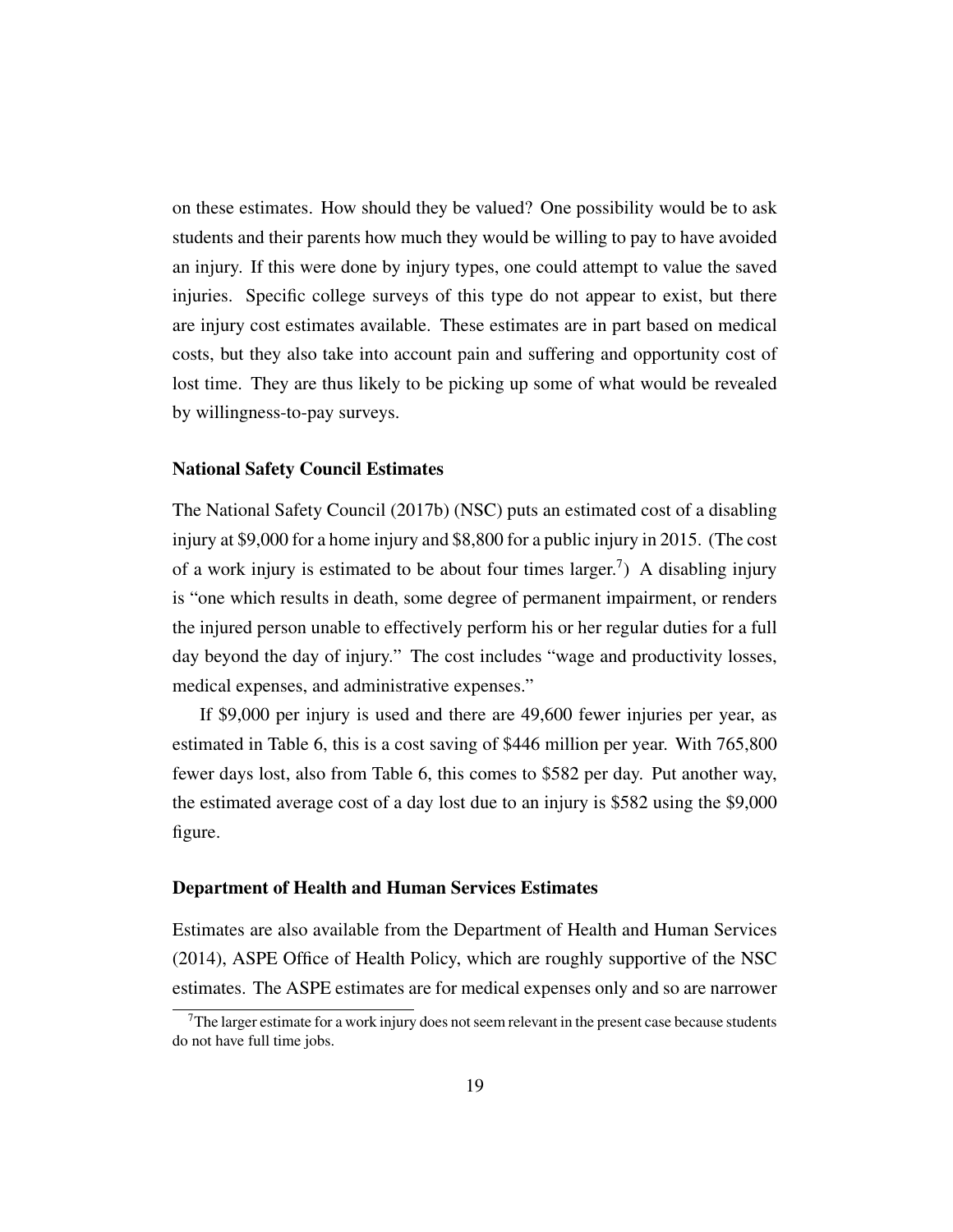on these estimates. How should they be valued? One possibility would be to ask students and their parents how much they would be willing to pay to have avoided an injury. If this were done by injury types, one could attempt to value the saved injuries. Specific college surveys of this type do not appear to exist, but there are injury cost estimates available. These estimates are in part based on medical costs, but they also take into account pain and suffering and opportunity cost of lost time. They are thus likely to be picking up some of what would be revealed by willingness-to-pay surveys.

### National Safety Council Estimates

The National Safety Council (2017b) (NSC) puts an estimated cost of a disabling injury at $9,000 for a home injury and $8,800 for a public injury in 2015. (The cost of a work injury is estimated to be about four times larger.[7]) A disabling injury is "one which results in death, some degree of permanent impairment, or renders the injured person unable to effectively perform his or her regular duties for a full day beyond the day of injury." The cost includes "wage and productivity losses, medical expenses, and administrative expenses."

If $9,000 per injury is used and there are 49,600 fewer injuries per year, as estimated in Table 6, this is a cost saving of $446 million per year. With 765,800 fewer days lost, also from Table 6, this comes to $582 per day. Put another way, the estimated average cost of a day lost due to an injury is $582 using the $9,000 figure.

### Department of Health and Human Services Estimates

Estimates are also available from the Department of Health and Human Services (2014), ASPE Office of Health Policy, which are roughly supportive of the NSC estimates. The ASPE estimates are for medical expenses only and so are narrower

[7] The larger estimate for a work injury does not seem relevant in the present case because students do not have full time jobs.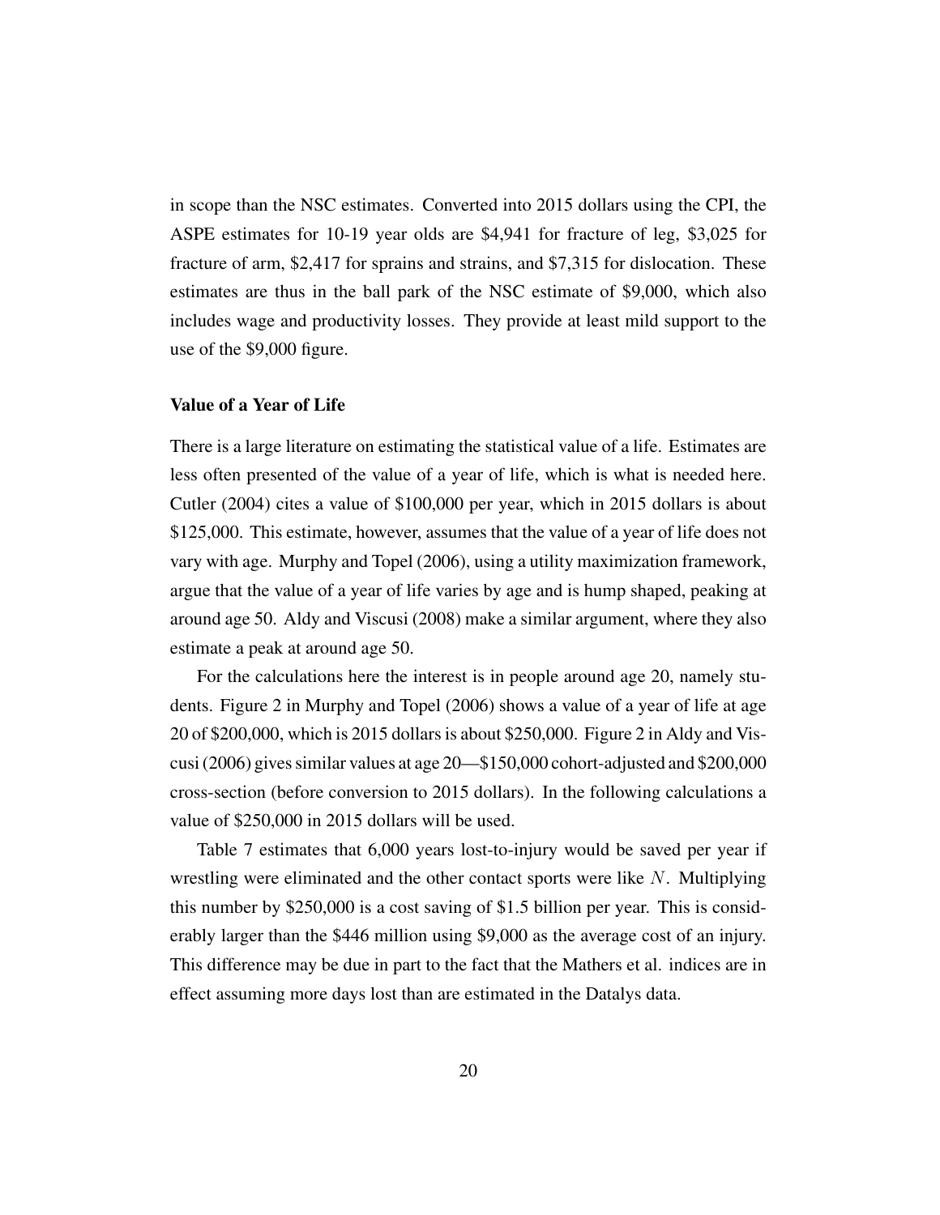in scope than the NSC estimates. Converted into 2015 dollars using the CPI, the ASPE estimates for 10-19 year olds are $4,941 for fracture of leg, $3,025 for fracture of arm, $2,417 for sprains and strains, and $7,315 for dislocation. These estimates are thus in the ball park of the NSC estimate of $9,000, which also includes wage and productivity losses. They provide at least mild support to the use of the $9,000 figure.

**Value of a Year of Life**

There is a large literature on estimating the statistical value of a life. Estimates are less often presented of the value of a year of life, which is what is needed here. Cutler (2004) cites a value of $100,000 per year, which in 2015 dollars is about $125,000. This estimate, however, assumes that the value of a year of life does not vary with age. Murphy and Topel (2006), using a utility maximization framework, argue that the value of a year of life varies by age and is hump shaped, peaking at around age 50. Aldy and Viscusi (2008) make a similar argument, where they also estimate a peak at around age 50.

For the calculations here the interest is in people around age 20, namely students. Figure 2 in Murphy and Topel (2006) shows a value of a year of life at age 20 of $200,000, which is 2015 dollars is about $250,000. Figure 2 in Aldy and Viscusi (2006) gives similar values at age 20—$150,000 cohort-adjusted and $200,000 cross-section (before conversion to 2015 dollars). In the following calculations a value of $250,000 in 2015 dollars will be used.

Table 7 estimates that 6,000 years lost-to-injury would be saved per year if wrestling were eliminated and the other contact sports were like $N$. Multiplying this number by $250,000 is a cost saving of $1.5 billion per year. This is considerably larger than the $446 million using $9,000 as the average cost of an injury. This difference may be due in part to the fact that the Mathers et al. indices are in effect assuming more days lost than are estimated in the Datalys data.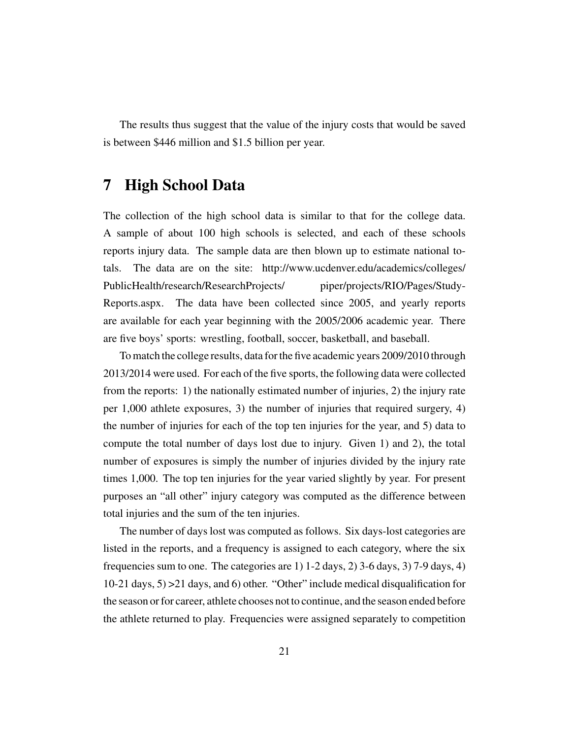The results thus suggest that the value of the injury costs that would be saved is between $446 million and $1.5 billion per year.

# 7 High School Data

The collection of the high school data is similar to that for the college data. A sample of about 100 high schools is selected, and each of these schools reports injury data. The sample data are then blown up to estimate national totals. The data are on the site: http://www.ucdenver.edu/academics/colleges/PublicHealth/research/ResearchProjects/ piper/projects/RIO/Pages/Study-Reports.aspx. The data have been collected since 2005, and yearly reports are available for each year beginning with the 2005/2006 academic year. There are five boys' sports: wrestling, football, soccer, basketball, and baseball.

To match the college results, data for the five academic years 2009/2010 through 2013/2014 were used. For each of the five sports, the following data were collected from the reports: 1) the nationally estimated number of injuries, 2) the injury rate per 1,000 athlete exposures, 3) the number of injuries that required surgery, 4) the number of injuries for each of the top ten injuries for the year, and 5) data to compute the total number of days lost due to injury. Given 1) and 2), the total number of exposures is simply the number of injuries divided by the injury rate times 1,000. The top ten injuries for the year varied slightly by year. For present purposes an "all other" injury category was computed as the difference between total injuries and the sum of the ten injuries.

The number of days lost was computed as follows. Six days-lost categories are listed in the reports, and a frequency is assigned to each category, where the six frequencies sum to one. The categories are 1) 1-2 days, 2) 3-6 days, 3) 7-9 days, 4) 10-21 days, 5) >21 days, and 6) other. "Other" include medical disqualification for the season or for career, athlete chooses not to continue, and the season ended before the athlete returned to play. Frequencies were assigned separately to competition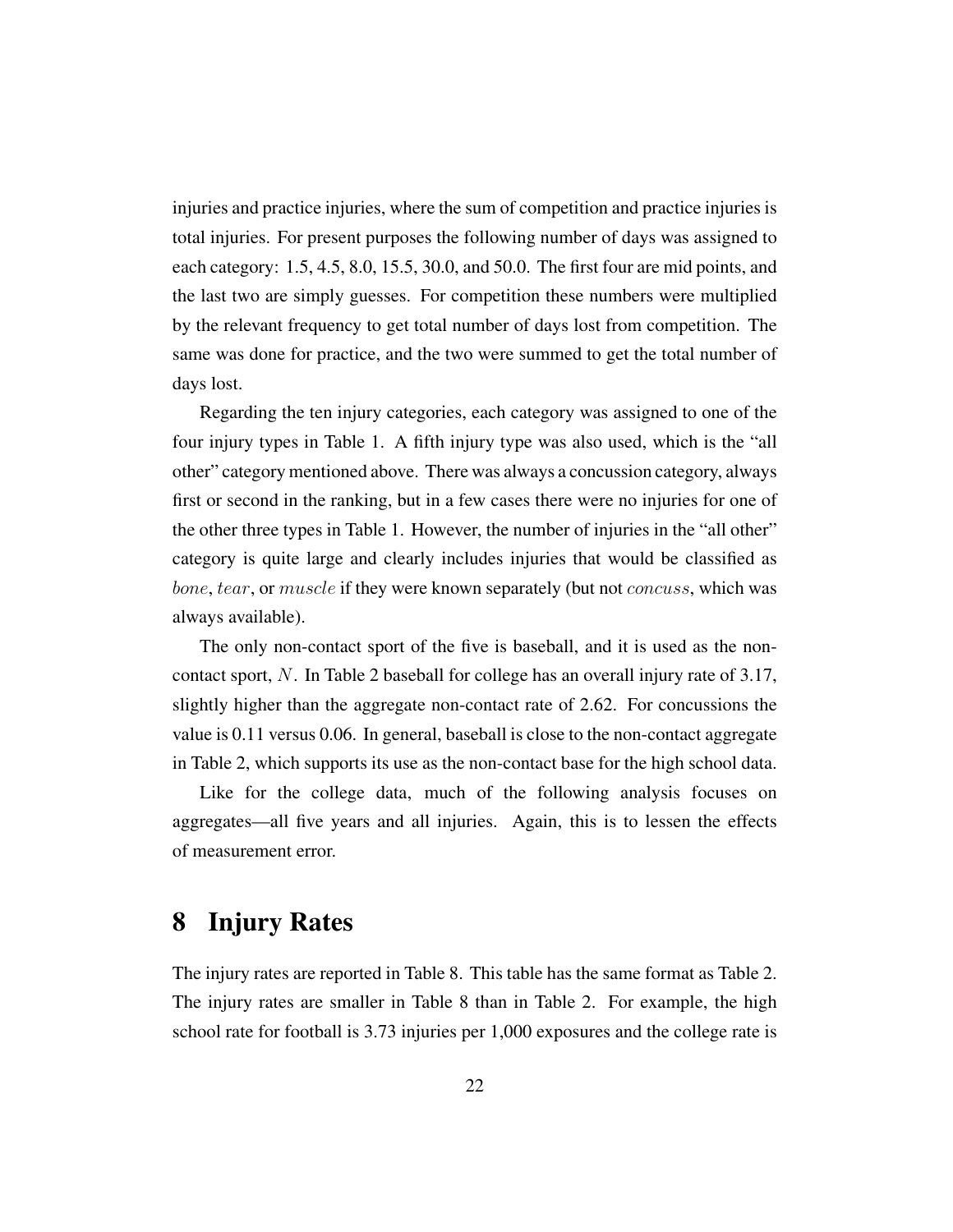injuries and practice injuries, where the sum of competition and practice injuries is total injuries. For present purposes the following number of days was assigned to each category: 1.5, 4.5, 8.0, 15.5, 30.0, and 50.0. The first four are mid points, and the last two are simply guesses. For competition these numbers were multiplied by the relevant frequency to get total number of days lost from competition. The same was done for practice, and the two were summed to get the total number of days lost.

Regarding the ten injury categories, each category was assigned to one of the four injury types in Table 1. A fifth injury type was also used, which is the "all other" category mentioned above. There was always a concussion category, always first or second in the ranking, but in a few cases there were no injuries for one of the other three types in Table 1. However, the number of injuries in the "all other" category is quite large and clearly includes injuries that would be classified as $bone$, $tear$, or $muscle$ if they were known separately (but not $concuss$, which was always available).

The only non-contact sport of the five is baseball, and it is used as the non-contact sport, $N$. In Table 2 baseball for college has an overall injury rate of 3.17, slightly higher than the aggregate non-contact rate of 2.62. For concussions the value is 0.11 versus 0.06. In general, baseball is close to the non-contact aggregate in Table 2, which supports its use as the non-contact base for the high school data.

Like for the college data, much of the following analysis focuses on aggregates—all five years and all injuries. Again, this is to lessen the effects of measurement error.

# 8 Injury Rates

The injury rates are reported in Table 8. This table has the same format as Table 2. The injury rates are smaller in Table 8 than in Table 2. For example, the high school rate for football is 3.73 injuries per 1,000 exposures and the college rate is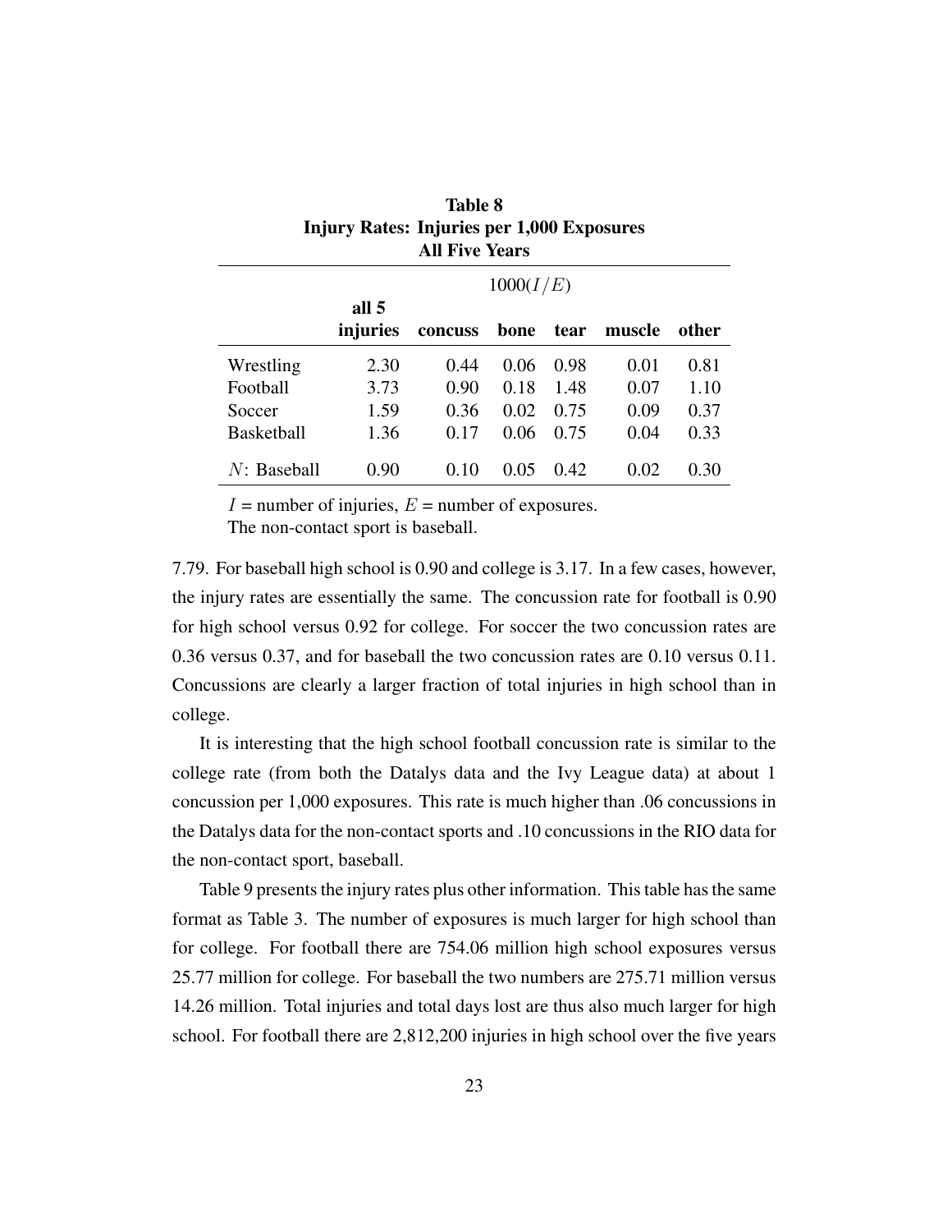**Table 8**
**Injury Rates: Injuries per 1,000 Exposures**
**All Five Years**

| | | $1000(I/E)$ | | | | |
|---|---|---|---|---|---|---|
| | **all 5 injuries** | **concuss** | **bone** | **tear** | **muscle** | **other** |
| Wrestling | 2.30 | 0.44 | 0.06 | 0.98 | 0.01 | 0.81 |
| Football | 3.73 | 0.90 | 0.18 | 1.48 | 0.07 | 1.10 |
| Soccer | 1.59 | 0.36 | 0.02 | 0.75 | 0.09 | 0.37 |
| Basketball | 1.36 | 0.17 | 0.06 | 0.75 | 0.04 | 0.33 |
| $N$: Baseball | 0.90 | 0.10 | 0.05 | 0.42 | 0.02 | 0.30 |

$I$ = number of injuries, $E$ = number of exposures.
The non-contact sport is baseball.

7.79. For baseball high school is 0.90 and college is 3.17. In a few cases, however, the injury rates are essentially the same. The concussion rate for football is 0.90 for high school versus 0.92 for college. For soccer the two concussion rates are 0.36 versus 0.37, and for baseball the two concussion rates are 0.10 versus 0.11. Concussions are clearly a larger fraction of total injuries in high school than in college.

It is interesting that the high school football concussion rate is similar to the college rate (from both the Datalys data and the Ivy League data) at about 1 concussion per 1,000 exposures. This rate is much higher than .06 concussions in the Datalys data for the non-contact sports and .10 concussions in the RIO data for the non-contact sport, baseball.

Table 9 presents the injury rates plus other information. This table has the same format as Table 3. The number of exposures is much larger for high school than for college. For football there are 754.06 million high school exposures versus 25.77 million for college. For baseball the two numbers are 275.71 million versus 14.26 million. Total injuries and total days lost are thus also much larger for high school. For football there are 2,812,200 injuries in high school over the five years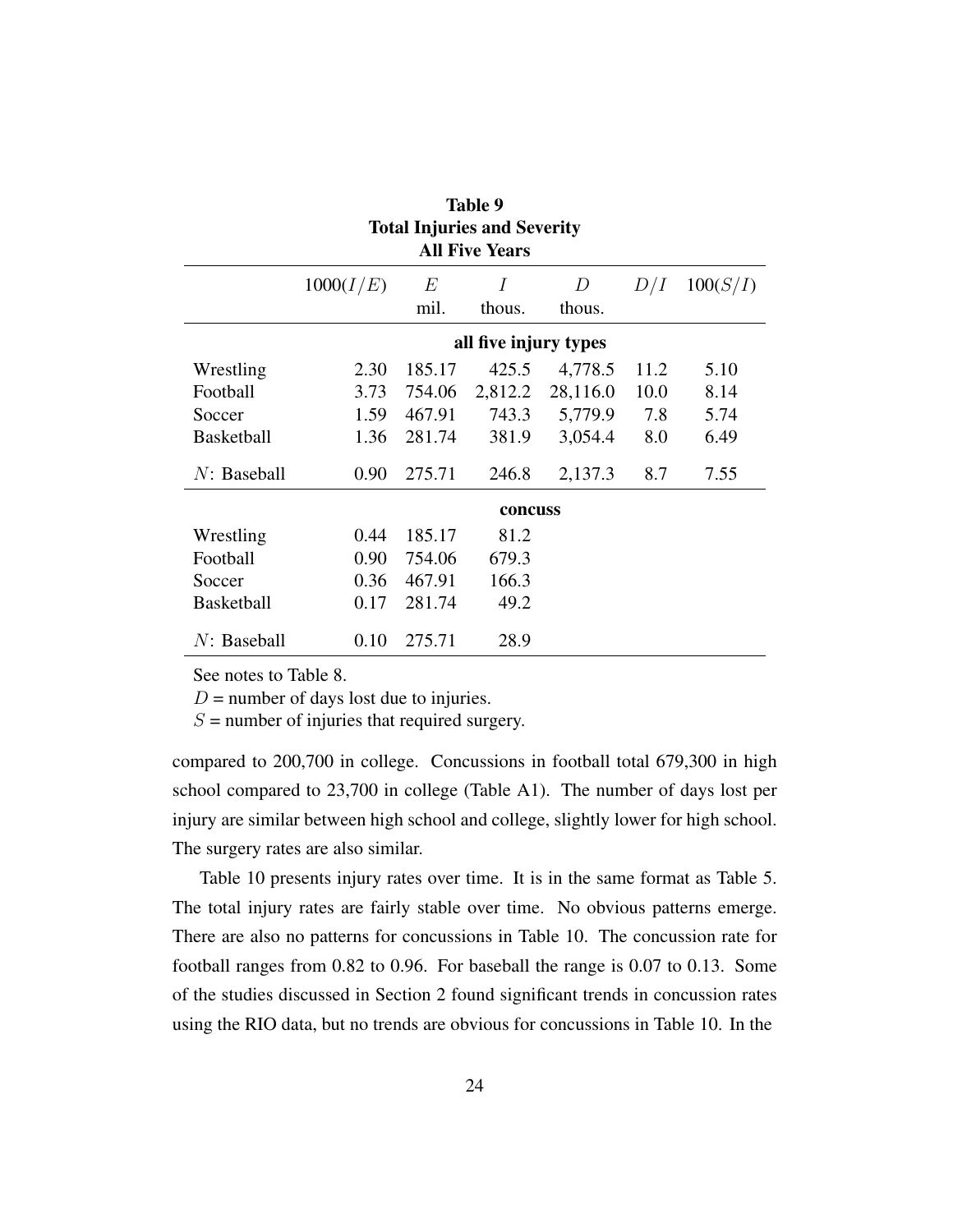**Table 9**
**Total Injuries and Severity**
**All Five Years**

| | $1000(I/E)$ | $E$ mil. | $I$ thous. | $D$ thous. | $D/I$ | $100(S/I)$ |
|---|---|---|---|---|---|---|
| | | | **all five injury types** | | | |
| Wrestling | 2.30 | 185.17 | 425.5 | 4,778.5 | 11.2 | 5.10 |
| Football | 3.73 | 754.06 | 2,812.2 | 28,116.0 | 10.0 | 8.14 |
| Soccer | 1.59 | 467.91 | 743.3 | 5,779.9 | 7.8 | 5.74 |
| Basketball | 1.36 | 281.74 | 381.9 | 3,054.4 | 8.0 | 6.49 |
| $N$: Baseball | 0.90 | 275.71 | 246.8 | 2,137.3 | 8.7 | 7.55 |
| | | | **concuss** | | | |
| Wrestling | 0.44 | 185.17 | 81.2 | | | |
| Football | 0.90 | 754.06 | 679.3 | | | |
| Soccer | 0.36 | 467.91 | 166.3 | | | |
| Basketball | 0.17 | 281.74 | 49.2 | | | |
| $N$: Baseball | 0.10 | 275.71 | 28.9 | | | |

See notes to Table 8.
$D$ = number of days lost due to injuries.
$S$ = number of injuries that required surgery.

compared to 200,700 in college. Concussions in football total 679,300 in high school compared to 23,700 in college (Table A1). The number of days lost per injury are similar between high school and college, slightly lower for high school. The surgery rates are also similar.

Table 10 presents injury rates over time. It is in the same format as Table 5. The total injury rates are fairly stable over time. No obvious patterns emerge. There are also no patterns for concussions in Table 10. The concussion rate for football ranges from 0.82 to 0.96. For baseball the range is 0.07 to 0.13. Some of the studies discussed in Section 2 found significant trends in concussion rates using the RIO data, but no trends are obvious for concussions in Table 10. In the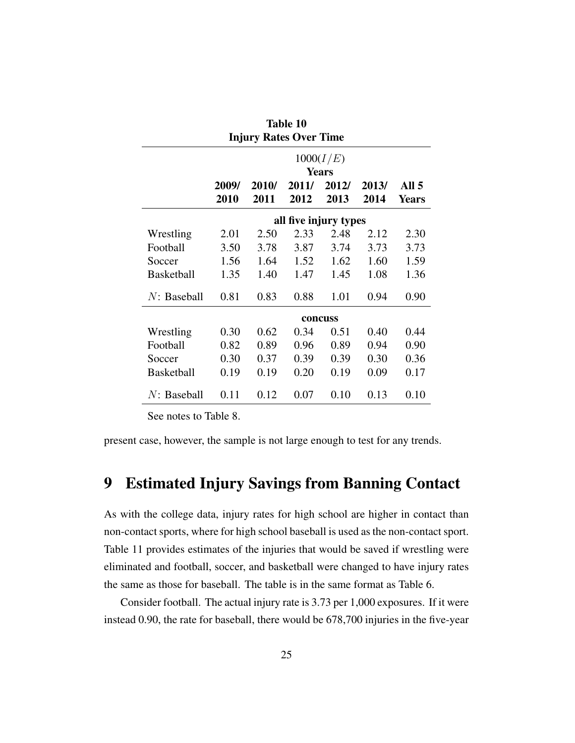**Table 10**
**Injury Rates Over Time**

| | $1000(I/E)$ | | | | | |
|---|---|---|---|---|---|---|
| | **Years** | | | | | |
| | **2009/ 2010** | **2010/ 2011** | **2011/ 2012** | **2012/ 2013** | **2013/ 2014** | **All 5 Years** |
| | **all five injury types** | | | | | |
| Wrestling | 2.01 | 2.50 | 2.33 | 2.48 | 2.12 | 2.30 |
| Football | 3.50 | 3.78 | 3.87 | 3.74 | 3.73 | 3.73 |
| Soccer | 1.56 | 1.64 | 1.52 | 1.62 | 1.60 | 1.59 |
| Basketball | 1.35 | 1.40 | 1.47 | 1.45 | 1.08 | 1.36 |
| $N$: Baseball | 0.81 | 0.83 | 0.88 | 1.01 | 0.94 | 0.90 |
| | **concuss** | | | | | |
| Wrestling | 0.30 | 0.62 | 0.34 | 0.51 | 0.40 | 0.44 |
| Football | 0.82 | 0.89 | 0.96 | 0.89 | 0.94 | 0.90 |
| Soccer | 0.30 | 0.37 | 0.39 | 0.39 | 0.30 | 0.36 |
| Basketball | 0.19 | 0.19 | 0.20 | 0.19 | 0.09 | 0.17 |
| $N$: Baseball | 0.11 | 0.12 | 0.07 | 0.10 | 0.13 | 0.10 |

See notes to Table 8.

present case, however, the sample is not large enough to test for any trends.

# 9 Estimated Injury Savings from Banning Contact

As with the college data, injury rates for high school are higher in contact than non-contact sports, where for high school baseball is used as the non-contact sport. Table 11 provides estimates of the injuries that would be saved if wrestling were eliminated and football, soccer, and basketball were changed to have injury rates the same as those for baseball. The table is in the same format as Table 6.

Consider football. The actual injury rate is 3.73 per 1,000 exposures. If it were instead 0.90, the rate for baseball, there would be 678,700 injuries in the five-year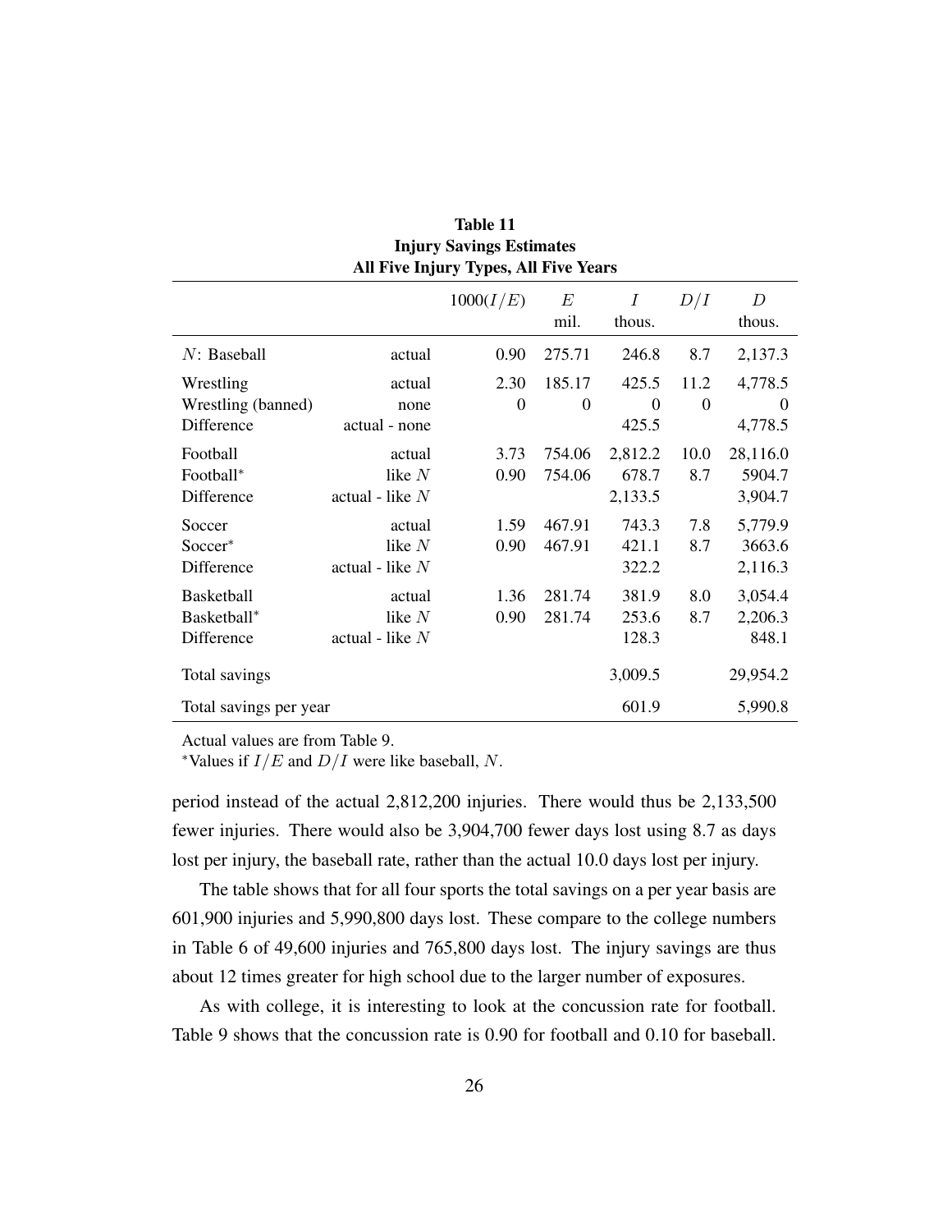**Table 11**
**Injury Savings Estimates**
**All Five Injury Types, All Five Years**

| | | $1000(I/E)$ | $E$ mil. | $I$ thous. | $D/I$ | $D$ thous. |
|---|---|---|---|---|---|---|
| $N$: Baseball | actual | 0.90 | 275.71 | 246.8 | 8.7 | 2,137.3 |
| Wrestling | actual | 2.30 | 185.17 | 425.5 | 11.2 | 4,778.5 |
| Wrestling (banned) | none | 0 | 0 | 0 | 0 | 0 |
| Difference | actual - none | | | 425.5 | | 4,778.5 |
| Football | actual | 3.73 | 754.06 | 2,812.2 | 10.0 | 28,116.0 |
| Football* | like $N$ | 0.90 | 754.06 | 678.7 | 8.7 | 5904.7 |
| Difference | actual - like $N$ | | | 2,133.5 | | 3,904.7 |
| Soccer | actual | 1.59 | 467.91 | 743.3 | 7.8 | 5,779.9 |
| Soccer* | like $N$ | 0.90 | 467.91 | 421.1 | 8.7 | 3663.6 |
| Difference | actual - like $N$ | | | 322.2 | | 2,116.3 |
| Basketball | actual | 1.36 | 281.74 | 381.9 | 8.0 | 3,054.4 |
| Basketball* | like $N$ | 0.90 | 281.74 | 253.6 | 8.7 | 2,206.3 |
| Difference | actual - like $N$ | | | 128.3 | | 848.1 |
| Total savings | | | | 3,009.5 | | 29,954.2 |
| Total savings per year | | | | 601.9 | | 5,990.8 |

Actual values are from Table 9.
*Values if $I/E$ and $D/I$ were like baseball, $N$.

period instead of the actual 2,812,200 injuries. There would thus be 2,133,500 fewer injuries. There would also be 3,904,700 fewer days lost using 8.7 as days lost per injury, the baseball rate, rather than the actual 10.0 days lost per injury.

The table shows that for all four sports the total savings on a per year basis are 601,900 injuries and 5,990,800 days lost. These compare to the college numbers in Table 6 of 49,600 injuries and 765,800 days lost. The injury savings are thus about 12 times greater for high school due to the larger number of exposures.

As with college, it is interesting to look at the concussion rate for football. Table 9 shows that the concussion rate is 0.90 for football and 0.10 for baseball.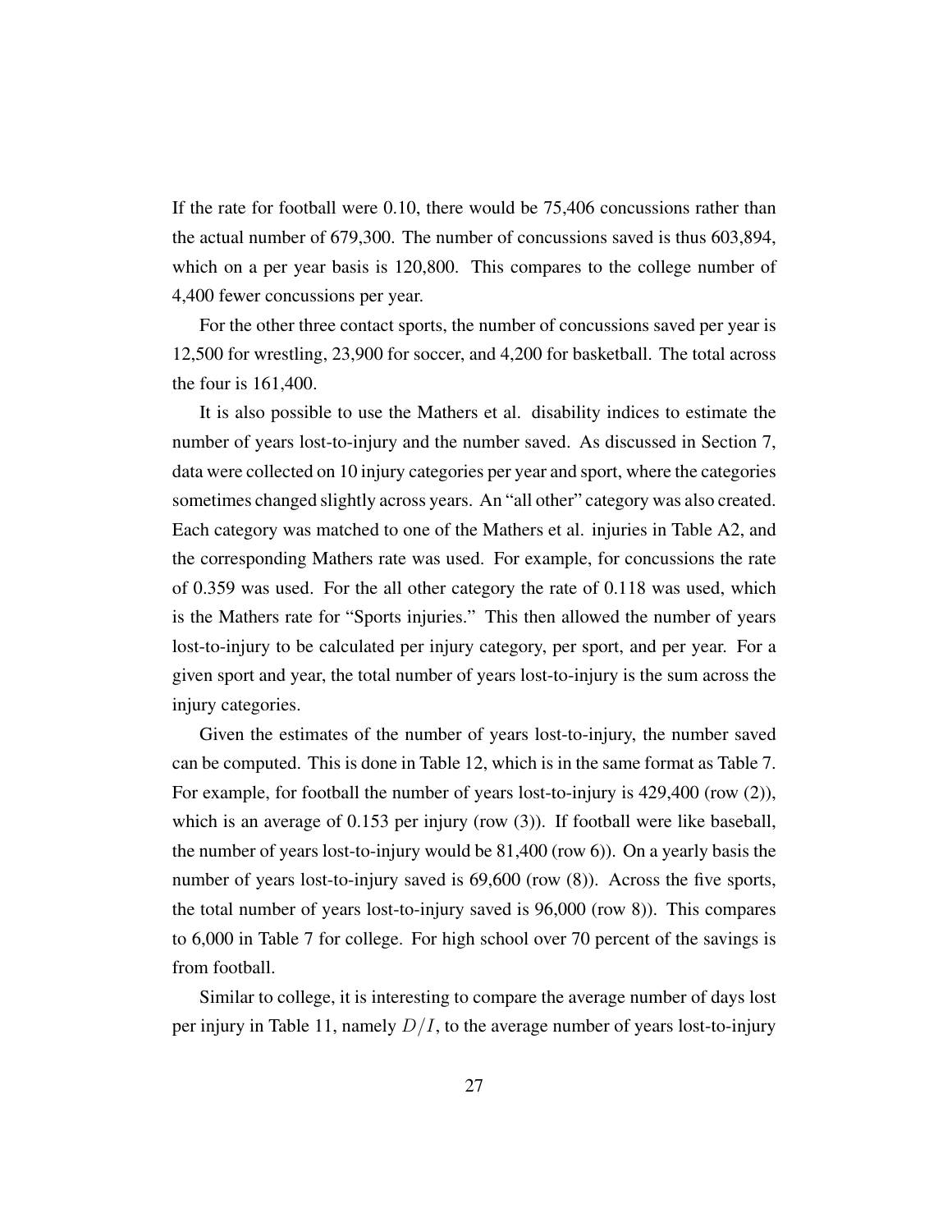If the rate for football were 0.10, there would be 75,406 concussions rather than the actual number of 679,300. The number of concussions saved is thus 603,894, which on a per year basis is 120,800. This compares to the college number of 4,400 fewer concussions per year.

For the other three contact sports, the number of concussions saved per year is 12,500 for wrestling, 23,900 for soccer, and 4,200 for basketball. The total across the four is 161,400.

It is also possible to use the Mathers et al. disability indices to estimate the number of years lost-to-injury and the number saved. As discussed in Section 7, data were collected on 10 injury categories per year and sport, where the categories sometimes changed slightly across years. An "all other" category was also created. Each category was matched to one of the Mathers et al. injuries in Table A2, and the corresponding Mathers rate was used. For example, for concussions the rate of 0.359 was used. For the all other category the rate of 0.118 was used, which is the Mathers rate for "Sports injuries." This then allowed the number of years lost-to-injury to be calculated per injury category, per sport, and per year. For a given sport and year, the total number of years lost-to-injury is the sum across the injury categories.

Given the estimates of the number of years lost-to-injury, the number saved can be computed. This is done in Table 12, which is in the same format as Table 7. For example, for football the number of years lost-to-injury is 429,400 (row (2)), which is an average of 0.153 per injury (row (3)). If football were like baseball, the number of years lost-to-injury would be 81,400 (row 6)). On a yearly basis the number of years lost-to-injury saved is 69,600 (row (8)). Across the five sports, the total number of years lost-to-injury saved is 96,000 (row 8)). This compares to 6,000 in Table 7 for college. For high school over 70 percent of the savings is from football.

Similar to college, it is interesting to compare the average number of days lost per injury in Table 11, namely $D/I$, to the average number of years lost-to-injury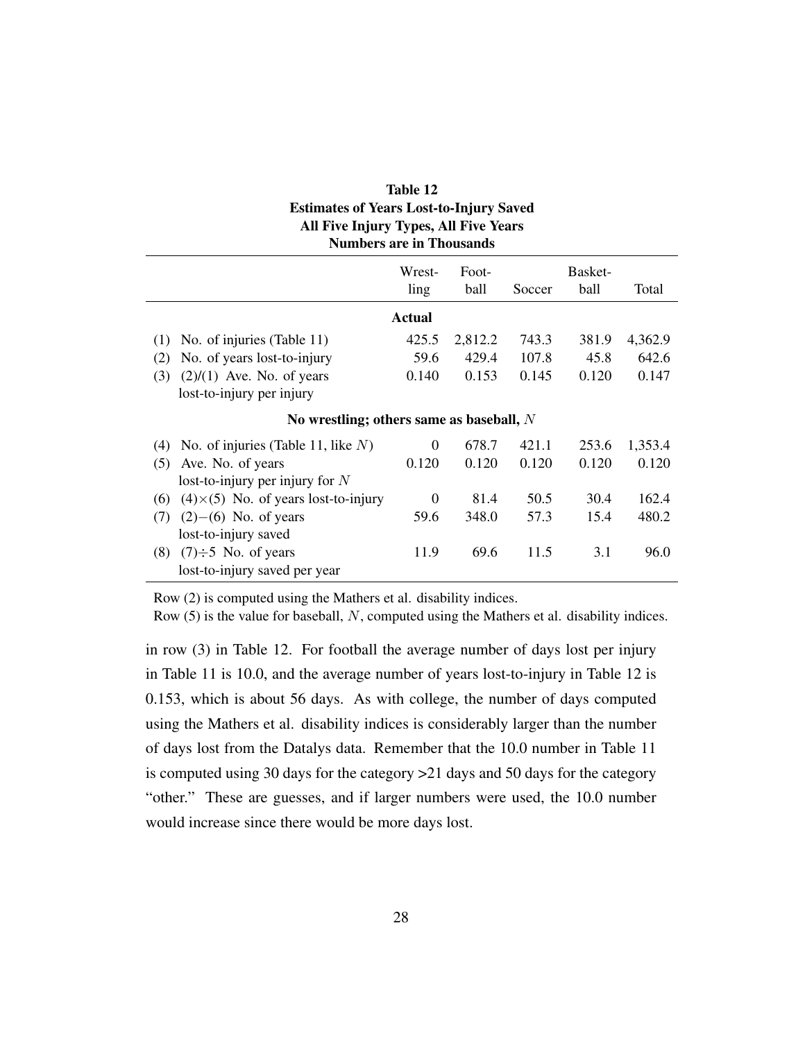**Table 12**
**Estimates of Years Lost-to-Injury Saved**
**All Five Injury Types, All Five Years**
**Numbers are in Thousands**

| | Wrest-ling | Foot-ball | Soccer | Basket-ball | Total |
|---|---|---|---|---|---|
| **Actual** | | | | | |
| (1) No. of injuries (Table 11) | 425.5 | 2,812.2 | 743.3 | 381.9 | 4,362.9 |
| (2) No. of years lost-to-injury | 59.6 | 429.4 | 107.8 | 45.8 | 642.6 |
| (3) (2)/(1) Ave. No. of years lost-to-injury per injury | 0.140 | 0.153 | 0.145 | 0.120 | 0.147 |
| **No wrestling; others same as baseball, $N$** | | | | | |
| (4) No. of injuries (Table 11, like $N$) | 0 | 678.7 | 421.1 | 253.6 | 1,353.4 |
| (5) Ave. No. of years lost-to-injury per injury for $N$ | 0.120 | 0.120 | 0.120 | 0.120 | 0.120 |
| (6) (4)$\times$(5) No. of years lost-to-injury | 0 | 81.4 | 50.5 | 30.4 | 162.4 |
| (7) (2)$-$(6) No. of years lost-to-injury saved | 59.6 | 348.0 | 57.3 | 15.4 | 480.2 |
| (8) (7)$\div$5 No. of years lost-to-injury saved per year | 11.9 | 69.6 | 11.5 | 3.1 | 96.0 |

Row (2) is computed using the Mathers et al. disability indices.
Row (5) is the value for baseball, $N$, computed using the Mathers et al. disability indices.

in row (3) in Table 12. For football the average number of days lost per injury in Table 11 is 10.0, and the average number of years lost-to-injury in Table 12 is 0.153, which is about 56 days. As with college, the number of days computed using the Mathers et al. disability indices is considerably larger than the number of days lost from the Datalys data. Remember that the 10.0 number in Table 11 is computed using 30 days for the category >21 days and 50 days for the category "other." These are guesses, and if larger numbers were used, the 10.0 number would increase since there would be more days lost.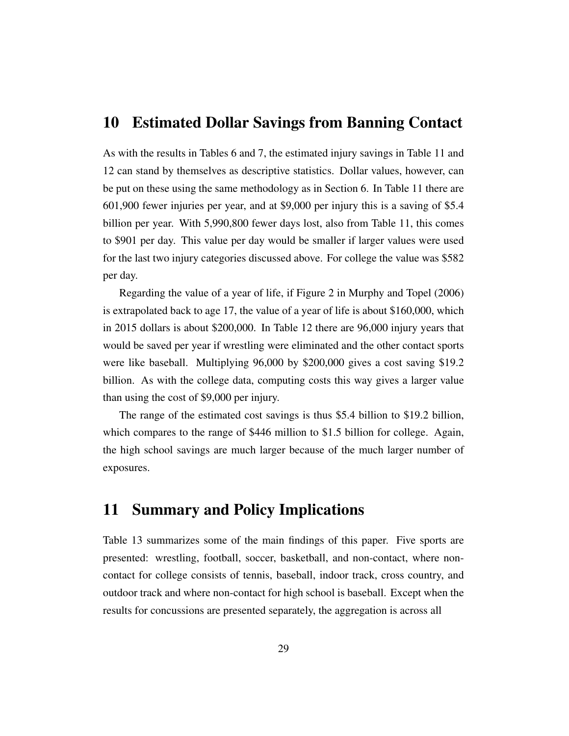# 10 Estimated Dollar Savings from Banning Contact

As with the results in Tables 6 and 7, the estimated injury savings in Table 11 and 12 can stand by themselves as descriptive statistics. Dollar values, however, can be put on these using the same methodology as in Section 6. In Table 11 there are 601,900 fewer injuries per year, and at $9,000 per injury this is a saving of $5.4 billion per year. With 5,990,800 fewer days lost, also from Table 11, this comes to $901 per day. This value per day would be smaller if larger values were used for the last two injury categories discussed above. For college the value was $582 per day.

Regarding the value of a year of life, if Figure 2 in Murphy and Topel (2006) is extrapolated back to age 17, the value of a year of life is about $160,000, which in 2015 dollars is about $200,000. In Table 12 there are 96,000 injury years that would be saved per year if wrestling were eliminated and the other contact sports were like baseball. Multiplying 96,000 by $200,000 gives a cost saving $19.2 billion. As with the college data, computing costs this way gives a larger value than using the cost of $9,000 per injury.

The range of the estimated cost savings is thus $5.4 billion to $19.2 billion, which compares to the range of $446 million to $1.5 billion for college. Again, the high school savings are much larger because of the much larger number of exposures.

# 11 Summary and Policy Implications

Table 13 summarizes some of the main findings of this paper. Five sports are presented: wrestling, football, soccer, basketball, and non-contact, where non-contact for college consists of tennis, baseball, indoor track, cross country, and outdoor track and where non-contact for high school is baseball. Except when the results for concussions are presented separately, the aggregation is across all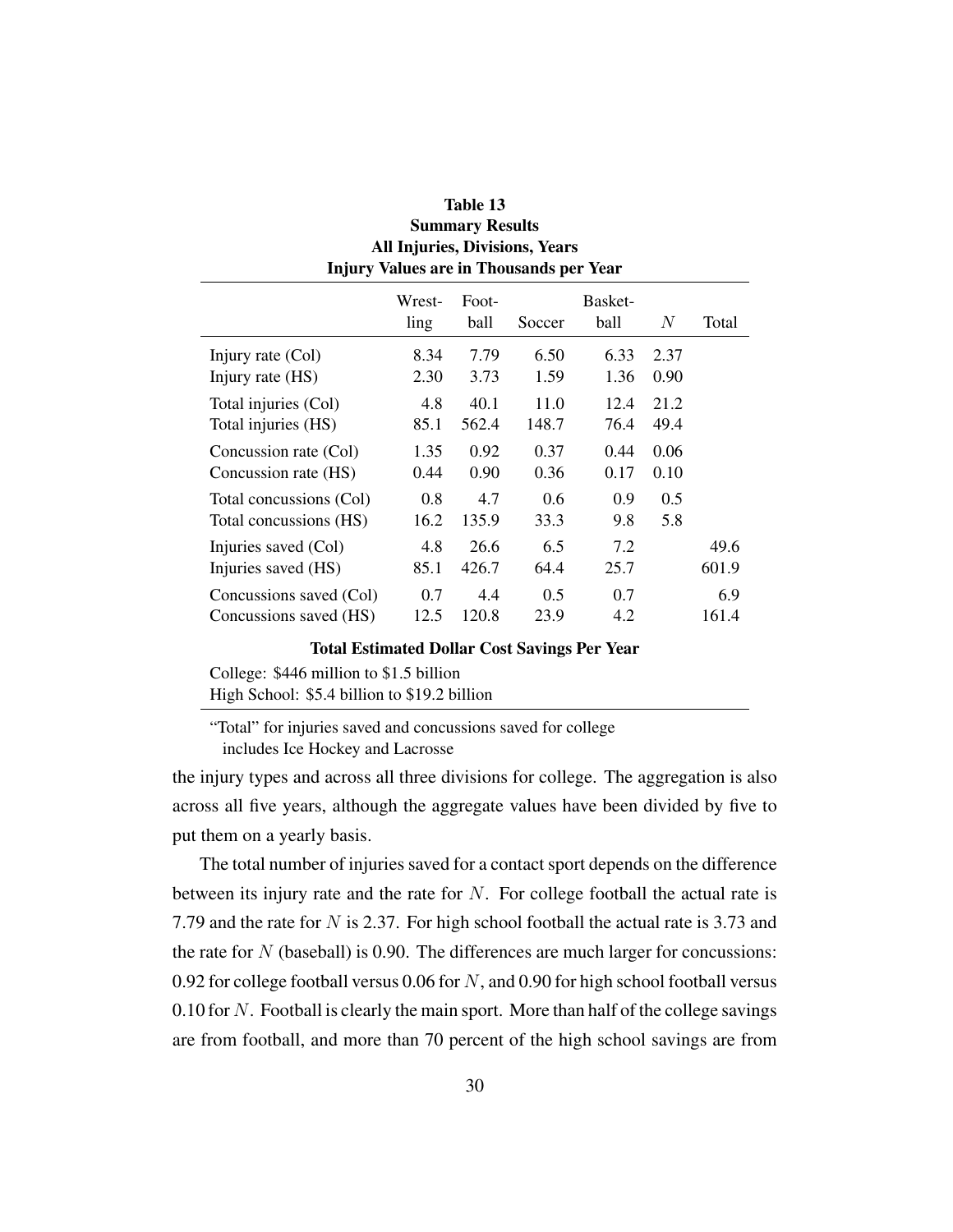**Table 13**
**Summary Results**
**All Injuries, Divisions, Years**
**Injury Values are in Thousands per Year**

| | Wrest-ling | Foot-ball | Soccer | Basket-ball | $N$ | Total |
|---|---|---|---|---|---|---|
| Injury rate (Col) | 8.34 | 7.79 | 6.50 | 6.33 | 2.37 | |
| Injury rate (HS) | 2.30 | 3.73 | 1.59 | 1.36 | 0.90 | |
| Total injuries (Col) | 4.8 | 40.1 | 11.0 | 12.4 | 21.2 | |
| Total injuries (HS) | 85.1 | 562.4 | 148.7 | 76.4 | 49.4 | |
| Concussion rate (Col) | 1.35 | 0.92 | 0.37 | 0.44 | 0.06 | |
| Concussion rate (HS) | 0.44 | 0.90 | 0.36 | 0.17 | 0.10 | |
| Total concussions (Col) | 0.8 | 4.7 | 0.6 | 0.9 | 0.5 | |
| Total concussions (HS) | 16.2 | 135.9 | 33.3 | 9.8 | 5.8 | |
| Injuries saved (Col) | 4.8 | 26.6 | 6.5 | 7.2 | | 49.6 |
| Injuries saved (HS) | 85.1 | 426.7 | 64.4 | 25.7 | | 601.9 |
| Concussions saved (Col) | 0.7 | 4.4 | 0.5 | 0.7 | | 6.9 |
| Concussions saved (HS) | 12.5 | 120.8 | 23.9 | 4.2 | | 161.4 |

**Total Estimated Dollar Cost Savings Per Year**

College: \$446 million to \$1.5 billion
High School: \$5.4 billion to \$19.2 billion

"Total" for injuries saved and concussions saved for college includes Ice Hockey and Lacrosse

the injury types and across all three divisions for college. The aggregation is also across all five years, although the aggregate values have been divided by five to put them on a yearly basis.

The total number of injuries saved for a contact sport depends on the difference between its injury rate and the rate for $N$. For college football the actual rate is 7.79 and the rate for $N$ is 2.37. For high school football the actual rate is 3.73 and the rate for $N$ (baseball) is 0.90. The differences are much larger for concussions: 0.92 for college football versus 0.06 for $N$, and 0.90 for high school football versus 0.10 for $N$. Football is clearly the main sport. More than half of the college savings are from football, and more than 70 percent of the high school savings are from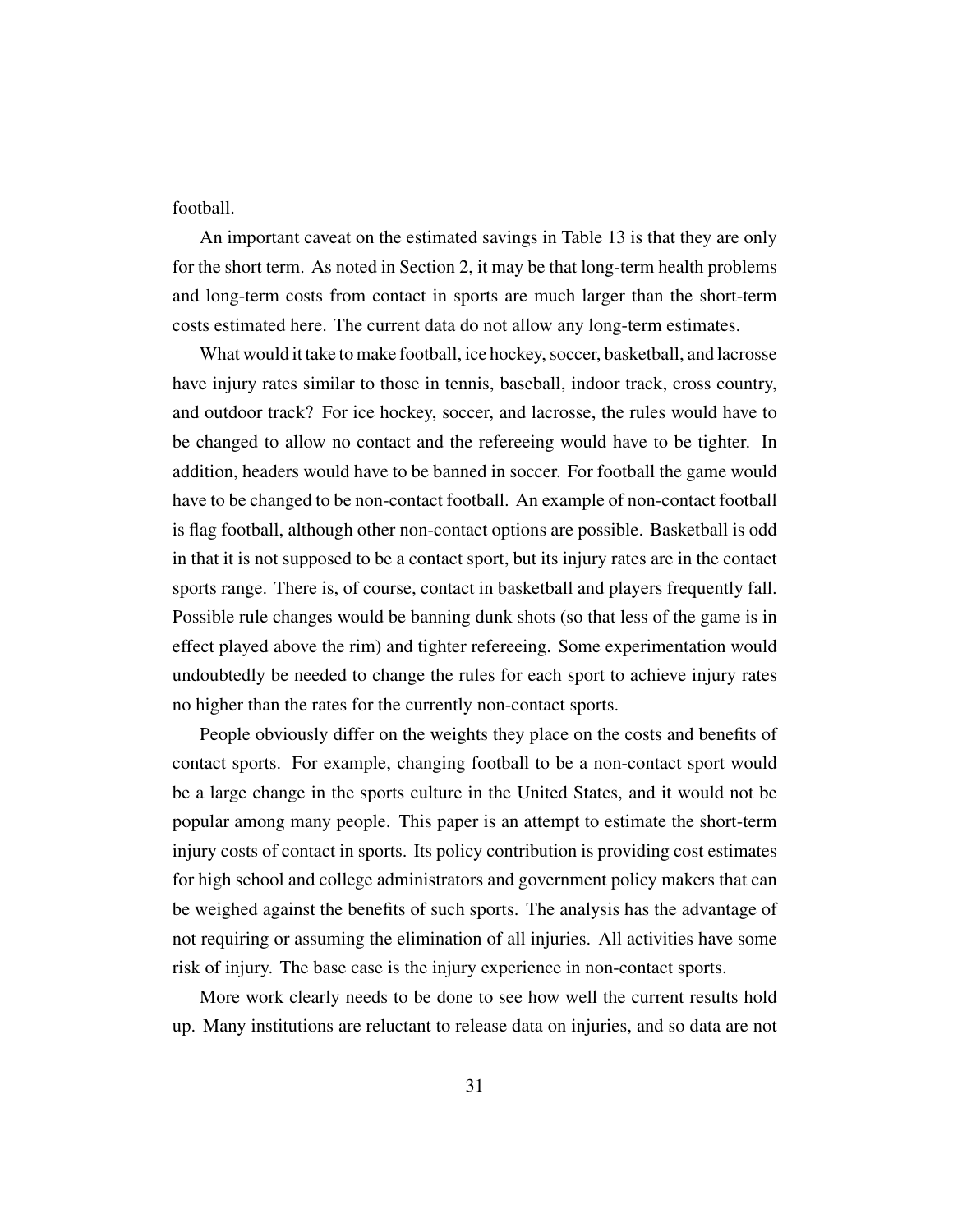football.

An important caveat on the estimated savings in Table 13 is that they are only for the short term. As noted in Section 2, it may be that long-term health problems and long-term costs from contact in sports are much larger than the short-term costs estimated here. The current data do not allow any long-term estimates.

What would it take to make football, ice hockey, soccer, basketball, and lacrosse have injury rates similar to those in tennis, baseball, indoor track, cross country, and outdoor track? For ice hockey, soccer, and lacrosse, the rules would have to be changed to allow no contact and the refereeing would have to be tighter. In addition, headers would have to be banned in soccer. For football the game would have to be changed to be non-contact football. An example of non-contact football is flag football, although other non-contact options are possible. Basketball is odd in that it is not supposed to be a contact sport, but its injury rates are in the contact sports range. There is, of course, contact in basketball and players frequently fall. Possible rule changes would be banning dunk shots (so that less of the game is in effect played above the rim) and tighter refereeing. Some experimentation would undoubtedly be needed to change the rules for each sport to achieve injury rates no higher than the rates for the currently non-contact sports.

People obviously differ on the weights they place on the costs and benefits of contact sports. For example, changing football to be a non-contact sport would be a large change in the sports culture in the United States, and it would not be popular among many people. This paper is an attempt to estimate the short-term injury costs of contact in sports. Its policy contribution is providing cost estimates for high school and college administrators and government policy makers that can be weighed against the benefits of such sports. The analysis has the advantage of not requiring or assuming the elimination of all injuries. All activities have some risk of injury. The base case is the injury experience in non-contact sports.

More work clearly needs to be done to see how well the current results hold up. Many institutions are reluctant to release data on injuries, and so data are not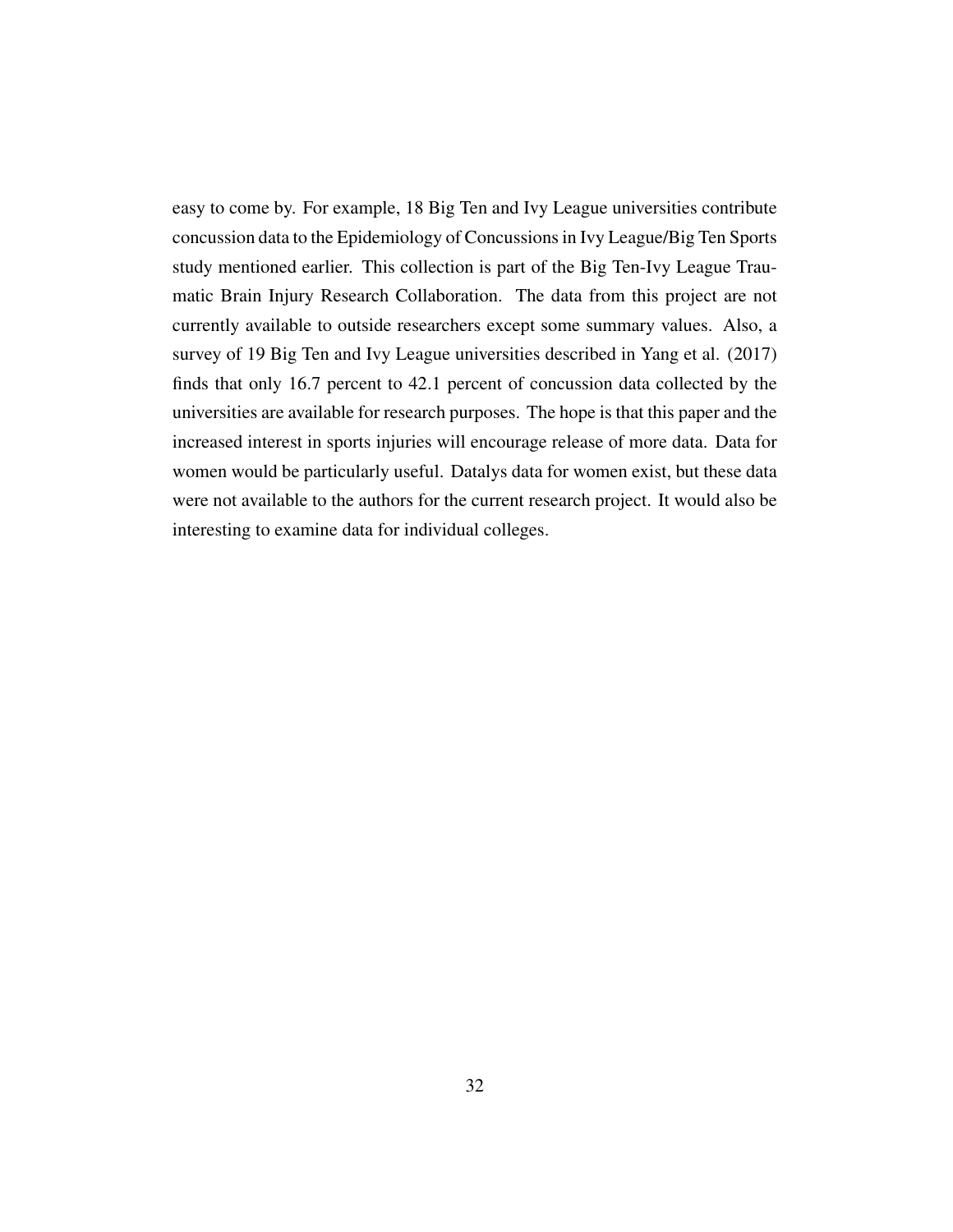easy to come by. For example, 18 Big Ten and Ivy League universities contribute concussion data to the Epidemiology of Concussions in Ivy League/Big Ten Sports study mentioned earlier. This collection is part of the Big Ten-Ivy League Traumatic Brain Injury Research Collaboration. The data from this project are not currently available to outside researchers except some summary values. Also, a survey of 19 Big Ten and Ivy League universities described in Yang et al. (2017) finds that only 16.7 percent to 42.1 percent of concussion data collected by the universities are available for research purposes. The hope is that this paper and the increased interest in sports injuries will encourage release of more data. Data for women would be particularly useful. Datalys data for women exist, but these data were not available to the authors for the current research project. It would also be interesting to examine data for individual colleges.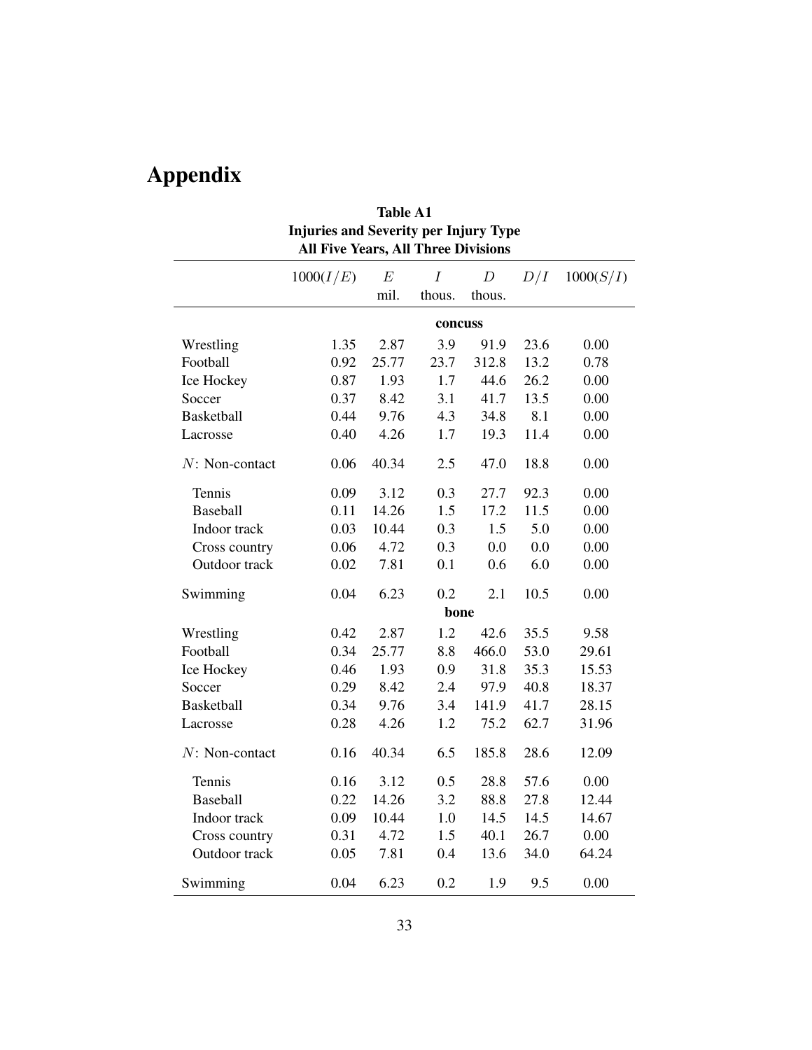# Appendix

**Table A1**
**Injuries and Severity per Injury Type**
**All Five Years, All Three Divisions**

| | $1000(I/E)$ | $E$ mil. | $I$ thous. | $D$ thous. | $D/I$ | $1000(S/I)$ |
|---|---|---|---|---|---|---|
| | | | **concuss** | | | |
| Wrestling | 1.35 | 2.87 | 3.9 | 91.9 | 23.6 | 0.00 |
| Football | 0.92 | 25.77 | 23.7 | 312.8 | 13.2 | 0.78 |
| Ice Hockey | 0.87 | 1.93 | 1.7 | 44.6 | 26.2 | 0.00 |
| Soccer | 0.37 | 8.42 | 3.1 | 41.7 | 13.5 | 0.00 |
| Basketball | 0.44 | 9.76 | 4.3 | 34.8 | 8.1 | 0.00 |
| Lacrosse | 0.40 | 4.26 | 1.7 | 19.3 | 11.4 | 0.00 |
| $N$: Non-contact | 0.06 | 40.34 | 2.5 | 47.0 | 18.8 | 0.00 |
| Tennis | 0.09 | 3.12 | 0.3 | 27.7 | 92.3 | 0.00 |
| Baseball | 0.11 | 14.26 | 1.5 | 17.2 | 11.5 | 0.00 |
| Indoor track | 0.03 | 10.44 | 0.3 | 1.5 | 5.0 | 0.00 |
| Cross country | 0.06 | 4.72 | 0.3 | 0.0 | 0.0 | 0.00 |
| Outdoor track | 0.02 | 7.81 | 0.1 | 0.6 | 6.0 | 0.00 |
| Swimming | 0.04 | 6.23 | 0.2 | 2.1 | 10.5 | 0.00 |
| | | | **bone** | | | |
| Wrestling | 0.42 | 2.87 | 1.2 | 42.6 | 35.5 | 9.58 |
| Football | 0.34 | 25.77 | 8.8 | 466.0 | 53.0 | 29.61 |
| Ice Hockey | 0.46 | 1.93 | 0.9 | 31.8 | 35.3 | 15.53 |
| Soccer | 0.29 | 8.42 | 2.4 | 97.9 | 40.8 | 18.37 |
| Basketball | 0.34 | 9.76 | 3.4 | 141.9 | 41.7 | 28.15 |
| Lacrosse | 0.28 | 4.26 | 1.2 | 75.2 | 62.7 | 31.96 |
| $N$: Non-contact | 0.16 | 40.34 | 6.5 | 185.8 | 28.6 | 12.09 |
| Tennis | 0.16 | 3.12 | 0.5 | 28.8 | 57.6 | 0.00 |
| Baseball | 0.22 | 14.26 | 3.2 | 88.8 | 27.8 | 12.44 |
| Indoor track | 0.09 | 10.44 | 1.0 | 14.5 | 14.5 | 14.67 |
| Cross country | 0.31 | 4.72 | 1.5 | 40.1 | 26.7 | 0.00 |
| Outdoor track | 0.05 | 7.81 | 0.4 | 13.6 | 34.0 | 64.24 |
| Swimming | 0.04 | 6.23 | 0.2 | 1.9 | 9.5 | 0.00 |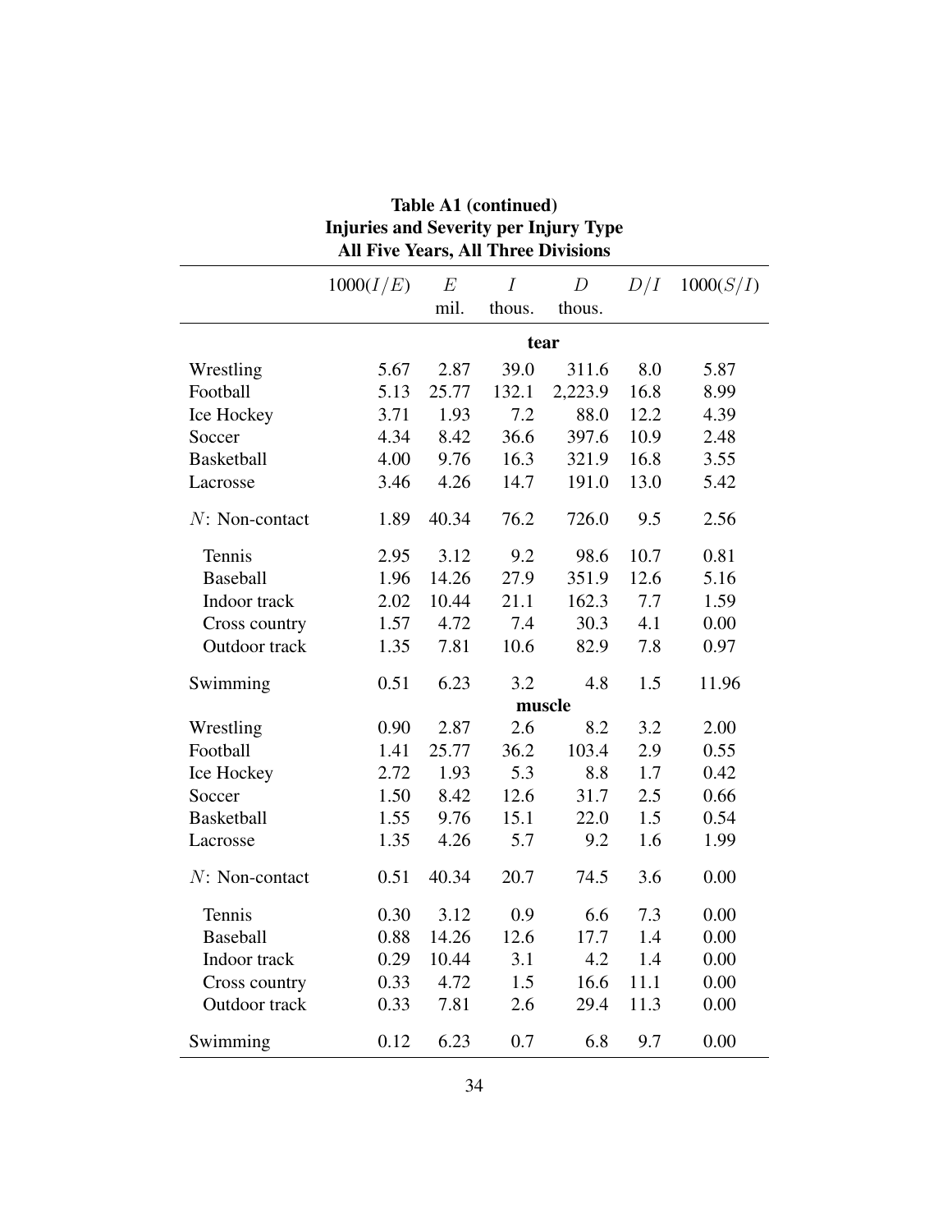**Table A1 (continued)**
**Injuries and Severity per Injury Type**
**All Five Years, All Three Divisions**

| | $1000(I/E)$ | $E$ mil. | $I$ thous. | $D$ thous. | $D/I$ | $1000(S/I)$ |
|---|---|---|---|---|---|---|
| | | | **tear** | | | |
| Wrestling | 5.67 | 2.87 | 39.0 | 311.6 | 8.0 | 5.87 |
| Football | 5.13 | 25.77 | 132.1 | 2,223.9 | 16.8 | 8.99 |
| Ice Hockey | 3.71 | 1.93 | 7.2 | 88.0 | 12.2 | 4.39 |
| Soccer | 4.34 | 8.42 | 36.6 | 397.6 | 10.9 | 2.48 |
| Basketball | 4.00 | 9.76 | 16.3 | 321.9 | 16.8 | 3.55 |
| Lacrosse | 3.46 | 4.26 | 14.7 | 191.0 | 13.0 | 5.42 |
| $N$: Non-contact | 1.89 | 40.34 | 76.2 | 726.0 | 9.5 | 2.56 |
| Tennis | 2.95 | 3.12 | 9.2 | 98.6 | 10.7 | 0.81 |
| Baseball | 1.96 | 14.26 | 27.9 | 351.9 | 12.6 | 5.16 |
| Indoor track | 2.02 | 10.44 | 21.1 | 162.3 | 7.7 | 1.59 |
| Cross country | 1.57 | 4.72 | 7.4 | 30.3 | 4.1 | 0.00 |
| Outdoor track | 1.35 | 7.81 | 10.6 | 82.9 | 7.8 | 0.97 |
| Swimming | 0.51 | 6.23 | 3.2 | 4.8 | 1.5 | 11.96 |
| | | | **muscle** | | | |
| Wrestling | 0.90 | 2.87 | 2.6 | 8.2 | 3.2 | 2.00 |
| Football | 1.41 | 25.77 | 36.2 | 103.4 | 2.9 | 0.55 |
| Ice Hockey | 2.72 | 1.93 | 5.3 | 8.8 | 1.7 | 0.42 |
| Soccer | 1.50 | 8.42 | 12.6 | 31.7 | 2.5 | 0.66 |
| Basketball | 1.55 | 9.76 | 15.1 | 22.0 | 1.5 | 0.54 |
| Lacrosse | 1.35 | 4.26 | 5.7 | 9.2 | 1.6 | 1.99 |
| $N$: Non-contact | 0.51 | 40.34 | 20.7 | 74.5 | 3.6 | 0.00 |
| Tennis | 0.30 | 3.12 | 0.9 | 6.6 | 7.3 | 0.00 |
| Baseball | 0.88 | 14.26 | 12.6 | 17.7 | 1.4 | 0.00 |
| Indoor track | 0.29 | 10.44 | 3.1 | 4.2 | 1.4 | 0.00 |
| Cross country | 0.33 | 4.72 | 1.5 | 16.6 | 11.1 | 0.00 |
| Outdoor track | 0.33 | 7.81 | 2.6 | 29.4 | 11.3 | 0.00 |
| Swimming | 0.12 | 6.23 | 0.7 | 6.8 | 9.7 | 0.00 |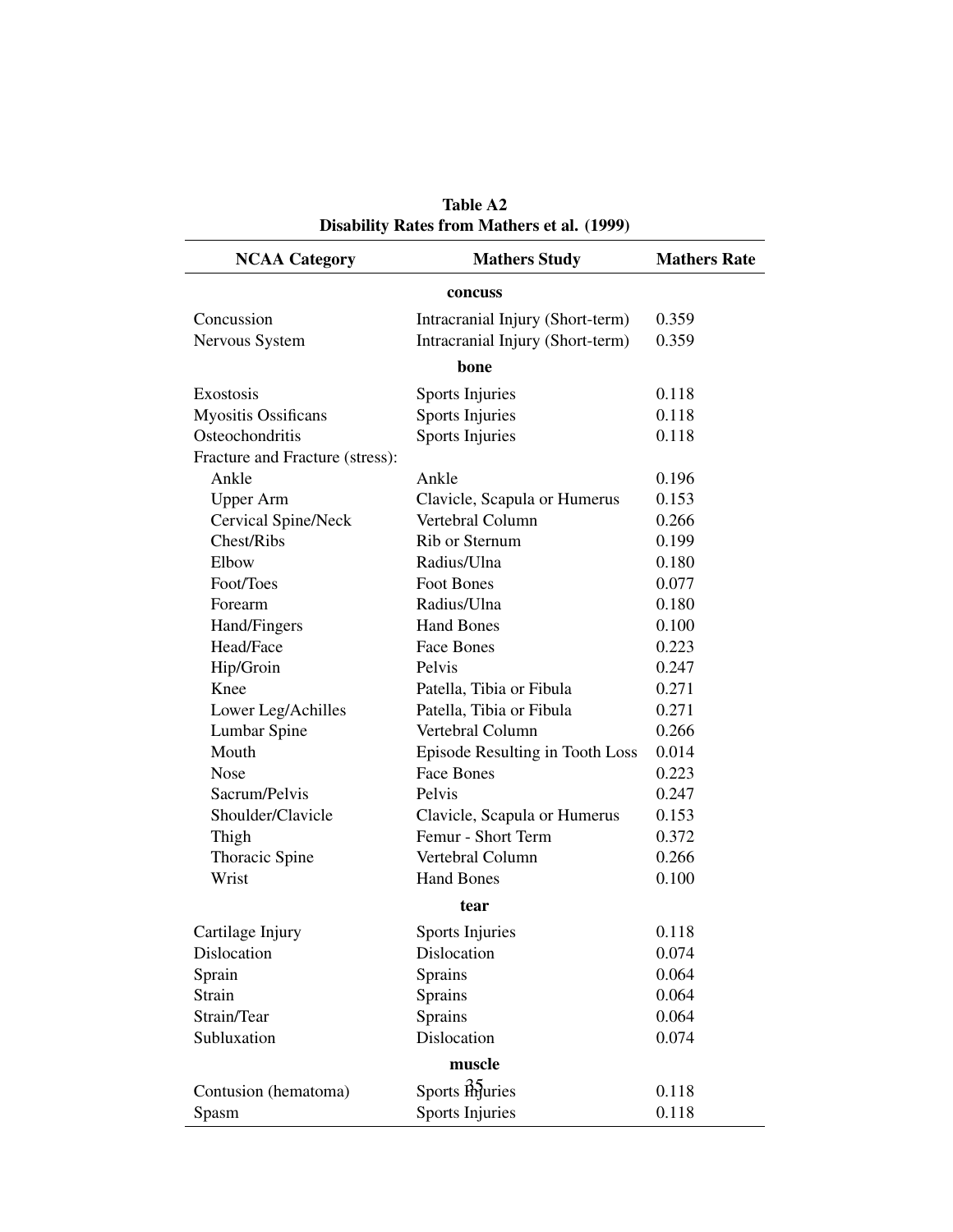**Table A2**
**Disability Rates from Mathers et al. (1999)**

| NCAA Category | Mathers Study | Mathers Rate |
|---|---|---|
| | **concuss** | |
| Concussion | Intracranial Injury (Short-term) | 0.359 |
| Nervous System | Intracranial Injury (Short-term) | 0.359 |
| | **bone** | |
| Exostosis | Sports Injuries | 0.118 |
| Myositis Ossificans | Sports Injuries | 0.118 |
| Osteochondritis | Sports Injuries | 0.118 |
| Fracture and Fracture (stress): | | |
| Ankle | Ankle | 0.196 |
| Upper Arm | Clavicle, Scapula or Humerus | 0.153 |
| Cervical Spine/Neck | Vertebral Column | 0.266 |
| Chest/Ribs | Rib or Sternum | 0.199 |
| Elbow | Radius/Ulna | 0.180 |
| Foot/Toes | Foot Bones | 0.077 |
| Forearm | Radius/Ulna | 0.180 |
| Hand/Fingers | Hand Bones | 0.100 |
| Head/Face | Face Bones | 0.223 |
| Hip/Groin | Pelvis | 0.247 |
| Knee | Patella, Tibia or Fibula | 0.271 |
| Lower Leg/Achilles | Patella, Tibia or Fibula | 0.271 |
| Lumbar Spine | Vertebral Column | 0.266 |
| Mouth | Episode Resulting in Tooth Loss | 0.014 |
| Nose | Face Bones | 0.223 |
| Sacrum/Pelvis | Pelvis | 0.247 |
| Shoulder/Clavicle | Clavicle, Scapula or Humerus | 0.153 |
| Thigh | Femur - Short Term | 0.372 |
| Thoracic Spine | Vertebral Column | 0.266 |
| Wrist | Hand Bones | 0.100 |
| | **tear** | |
| Cartilage Injury | Sports Injuries | 0.118 |
| Dislocation | Dislocation | 0.074 |
| Sprain | Sprains | 0.064 |
| Strain | Sprains | 0.064 |
| Strain/Tear | Sprains | 0.064 |
| Subluxation | Dislocation | 0.074 |
| | **muscle** | |
| Contusion (hematoma) | Sports Injuries | 0.118 |
| Spasm | Sports Injuries | 0.118 |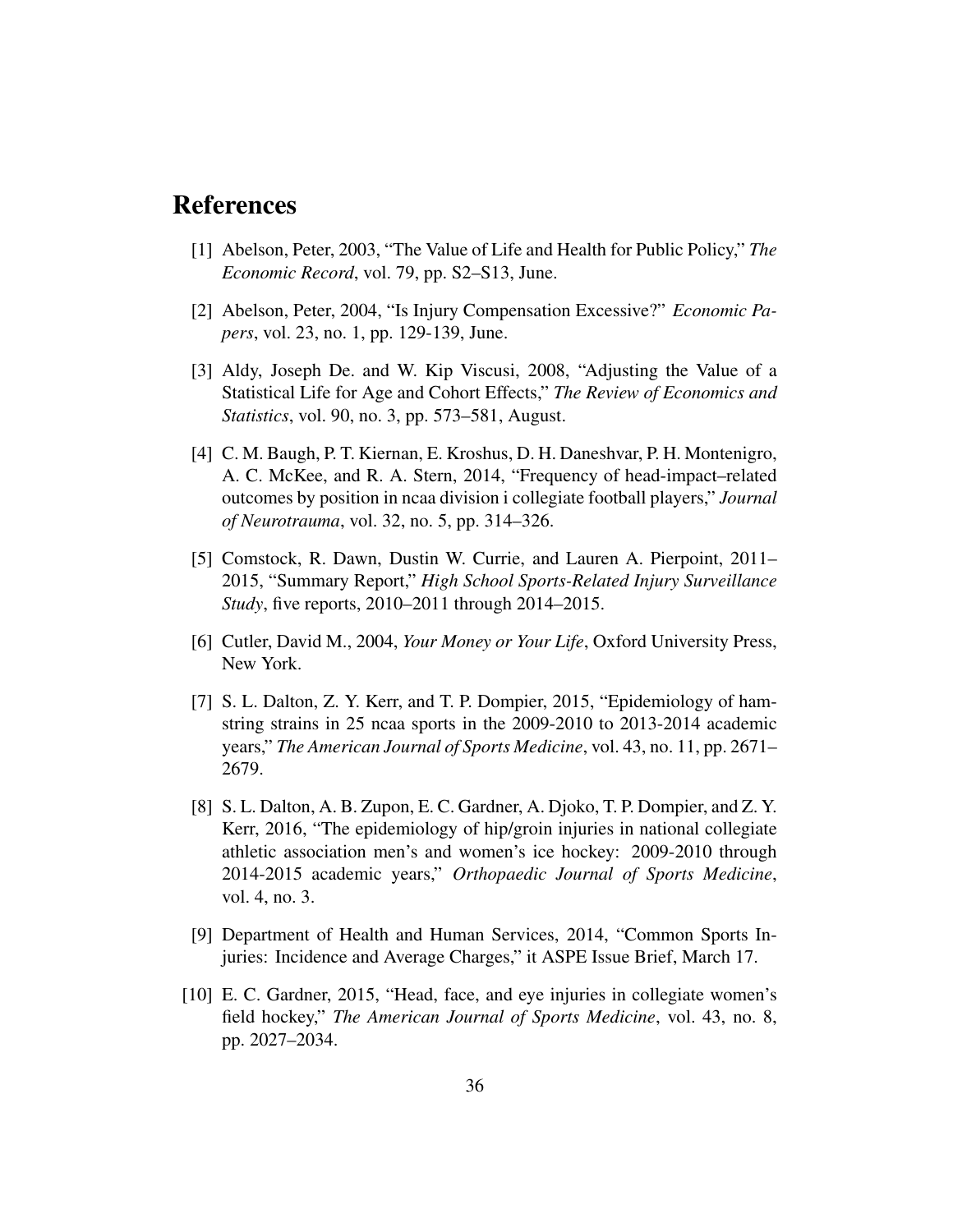# References

[1] Abelson, Peter, 2003, "The Value of Life and Health for Public Policy," *The Economic Record*, vol. 79, pp. S2–S13, June.

[2] Abelson, Peter, 2004, "Is Injury Compensation Excessive?" *Economic Papers*, vol. 23, no. 1, pp. 129-139, June.

[3] Aldy, Joseph De. and W. Kip Viscusi, 2008, "Adjusting the Value of a Statistical Life for Age and Cohort Effects," *The Review of Economics and Statistics*, vol. 90, no. 3, pp. 573–581, August.

[4] C. M. Baugh, P. T. Kiernan, E. Kroshus, D. H. Daneshvar, P. H. Montenigro, A. C. McKee, and R. A. Stern, 2014, "Frequency of head-impact–related outcomes by position in ncaa division i collegiate football players," *Journal of Neurotrauma*, vol. 32, no. 5, pp. 314–326.

[5] Comstock, R. Dawn, Dustin W. Currie, and Lauren A. Pierpoint, 2011–2015, "Summary Report," *High School Sports-Related Injury Surveillance Study*, five reports, 2010–2011 through 2014–2015.

[6] Cutler, David M., 2004, *Your Money or Your Life*, Oxford University Press, New York.

[7] S. L. Dalton, Z. Y. Kerr, and T. P. Dompier, 2015, "Epidemiology of hamstring strains in 25 ncaa sports in the 2009-2010 to 2013-2014 academic years," *The American Journal of Sports Medicine*, vol. 43, no. 11, pp. 2671–2679.

[8] S. L. Dalton, A. B. Zupon, E. C. Gardner, A. Djoko, T. P. Dompier, and Z. Y. Kerr, 2016, "The epidemiology of hip/groin injuries in national collegiate athletic association men's and women's ice hockey: 2009-2010 through 2014-2015 academic years," *Orthopaedic Journal of Sports Medicine*, vol. 4, no. 3.

[9] Department of Health and Human Services, 2014, "Common Sports Injuries: Incidence and Average Charges," it ASPE Issue Brief, March 17.

[10] E. C. Gardner, 2015, "Head, face, and eye injuries in collegiate women's field hockey," *The American Journal of Sports Medicine*, vol. 43, no. 8, pp. 2027–2034.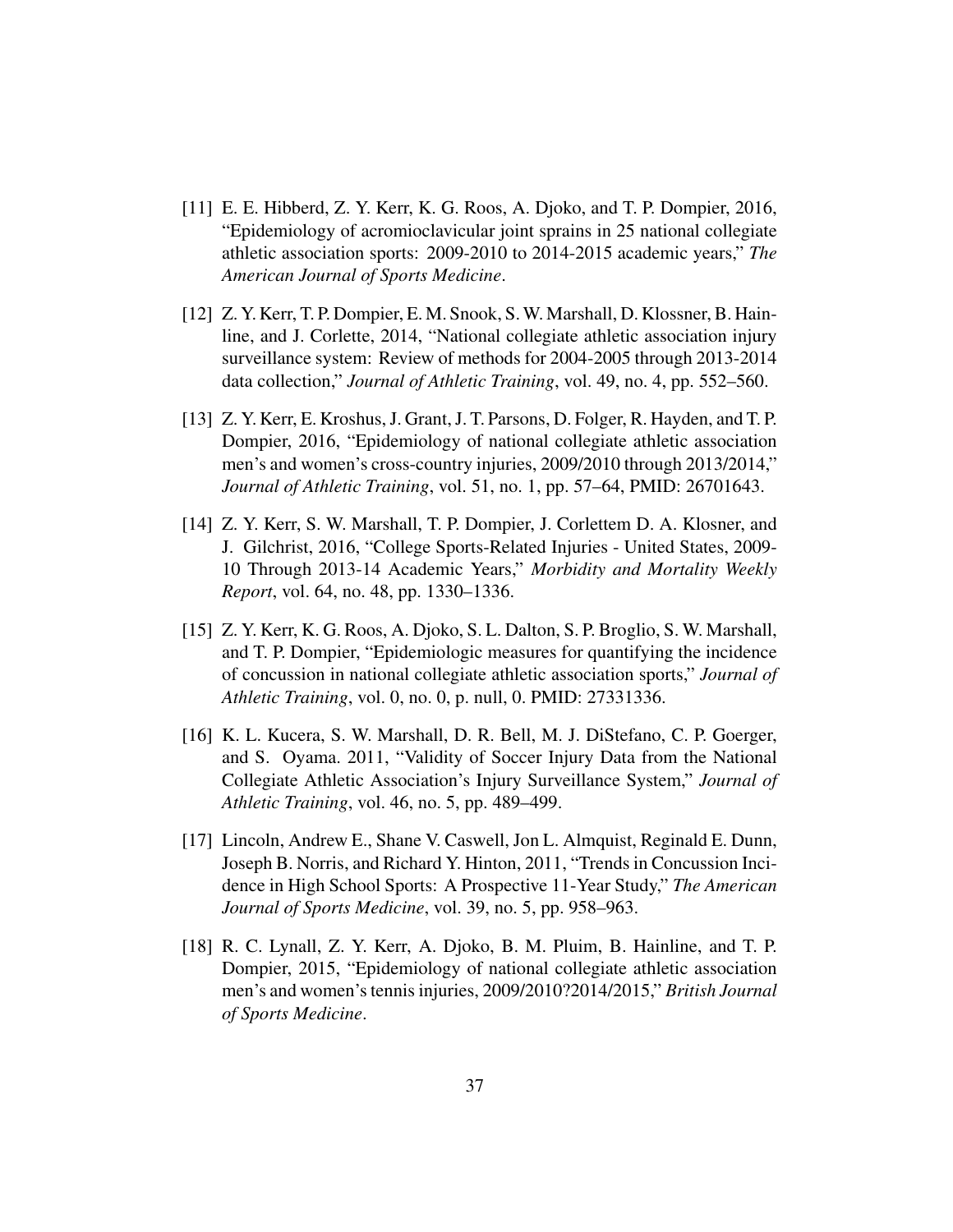[11] E. E. Hibberd, Z. Y. Kerr, K. G. Roos, A. Djoko, and T. P. Dompier, 2016, "Epidemiology of acromioclavicular joint sprains in 25 national collegiate athletic association sports: 2009-2010 to 2014-2015 academic years," *The American Journal of Sports Medicine*.

[12] Z. Y. Kerr, T. P. Dompier, E. M. Snook, S. W. Marshall, D. Klossner, B. Hainline, and J. Corlette, 2014, "National collegiate athletic association injury surveillance system: Review of methods for 2004-2005 through 2013-2014 data collection," *Journal of Athletic Training*, vol. 49, no. 4, pp. 552–560.

[13] Z. Y. Kerr, E. Kroshus, J. Grant, J. T. Parsons, D. Folger, R. Hayden, and T. P. Dompier, 2016, "Epidemiology of national collegiate athletic association men's and women's cross-country injuries, 2009/2010 through 2013/2014," *Journal of Athletic Training*, vol. 51, no. 1, pp. 57–64, PMID: 26701643.

[14] Z. Y. Kerr, S. W. Marshall, T. P. Dompier, J. Corlettem D. A. Klosner, and J. Gilchrist, 2016, "College Sports-Related Injuries - United States, 2009-10 Through 2013-14 Academic Years," *Morbidity and Mortality Weekly Report*, vol. 64, no. 48, pp. 1330–1336.

[15] Z. Y. Kerr, K. G. Roos, A. Djoko, S. L. Dalton, S. P. Broglio, S. W. Marshall, and T. P. Dompier, "Epidemiologic measures for quantifying the incidence of concussion in national collegiate athletic association sports," *Journal of Athletic Training*, vol. 0, no. 0, p. null, 0. PMID: 27331336.

[16] K. L. Kucera, S. W. Marshall, D. R. Bell, M. J. DiStefano, C. P. Goerger, and S. Oyama. 2011, "Validity of Soccer Injury Data from the National Collegiate Athletic Association's Injury Surveillance System," *Journal of Athletic Training*, vol. 46, no. 5, pp. 489–499.

[17] Lincoln, Andrew E., Shane V. Caswell, Jon L. Almquist, Reginald E. Dunn, Joseph B. Norris, and Richard Y. Hinton, 2011, "Trends in Concussion Incidence in High School Sports: A Prospective 11-Year Study," *The American Journal of Sports Medicine*, vol. 39, no. 5, pp. 958–963.

[18] R. C. Lynall, Z. Y. Kerr, A. Djoko, B. M. Pluim, B. Hainline, and T. P. Dompier, 2015, "Epidemiology of national collegiate athletic association men's and women's tennis injuries, 2009/2010?2014/2015," *British Journal of Sports Medicine*.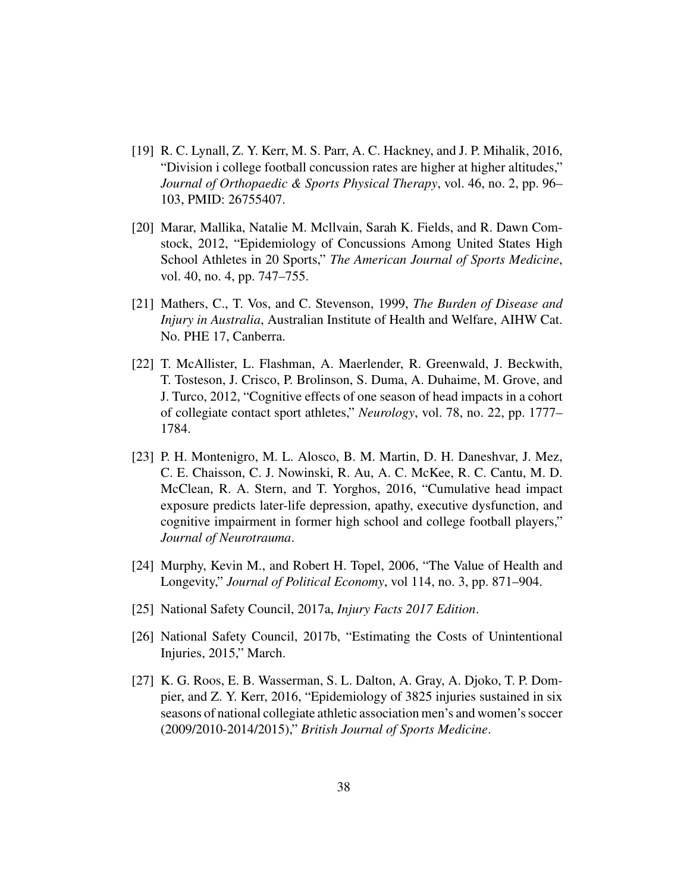[19] R. C. Lynall, Z. Y. Kerr, M. S. Parr, A. C. Hackney, and J. P. Mihalik, 2016, "Division i college football concussion rates are higher at higher altitudes," *Journal of Orthopaedic & Sports Physical Therapy*, vol. 46, no. 2, pp. 96–103, PMID: 26755407.

[20] Marar, Mallika, Natalie M. McIlvain, Sarah K. Fields, and R. Dawn Comstock, 2012, "Epidemiology of Concussions Among United States High School Athletes in 20 Sports," *The American Journal of Sports Medicine*, vol. 40, no. 4, pp. 747–755.

[21] Mathers, C., T. Vos, and C. Stevenson, 1999, *The Burden of Disease and Injury in Australia*, Australian Institute of Health and Welfare, AIHW Cat. No. PHE 17, Canberra.

[22] T. McAllister, L. Flashman, A. Maerlender, R. Greenwald, J. Beckwith, T. Tosteson, J. Crisco, P. Brolinson, S. Duma, A. Duhaime, M. Grove, and J. Turco, 2012, "Cognitive effects of one season of head impacts in a cohort of collegiate contact sport athletes," *Neurology*, vol. 78, no. 22, pp. 1777–1784.

[23] P. H. Montenigro, M. L. Alosco, B. M. Martin, D. H. Daneshvar, J. Mez, C. E. Chaisson, C. J. Nowinski, R. Au, A. C. McKee, R. C. Cantu, M. D. McClean, R. A. Stern, and T. Yorghos, 2016, "Cumulative head impact exposure predicts later-life depression, apathy, executive dysfunction, and cognitive impairment in former high school and college football players," *Journal of Neurotrauma*.

[24] Murphy, Kevin M., and Robert H. Topel, 2006, "The Value of Health and Longevity," *Journal of Political Economy*, vol 114, no. 3, pp. 871–904.

[25] National Safety Council, 2017a, *Injury Facts 2017 Edition*.

[26] National Safety Council, 2017b, "Estimating the Costs of Unintentional Injuries, 2015," March.

[27] K. G. Roos, E. B. Wasserman, S. L. Dalton, A. Gray, A. Djoko, T. P. Dompier, and Z. Y. Kerr, 2016, "Epidemiology of 3825 injuries sustained in six seasons of national collegiate athletic association men's and women's soccer (2009/2010-2014/2015)," *British Journal of Sports Medicine*.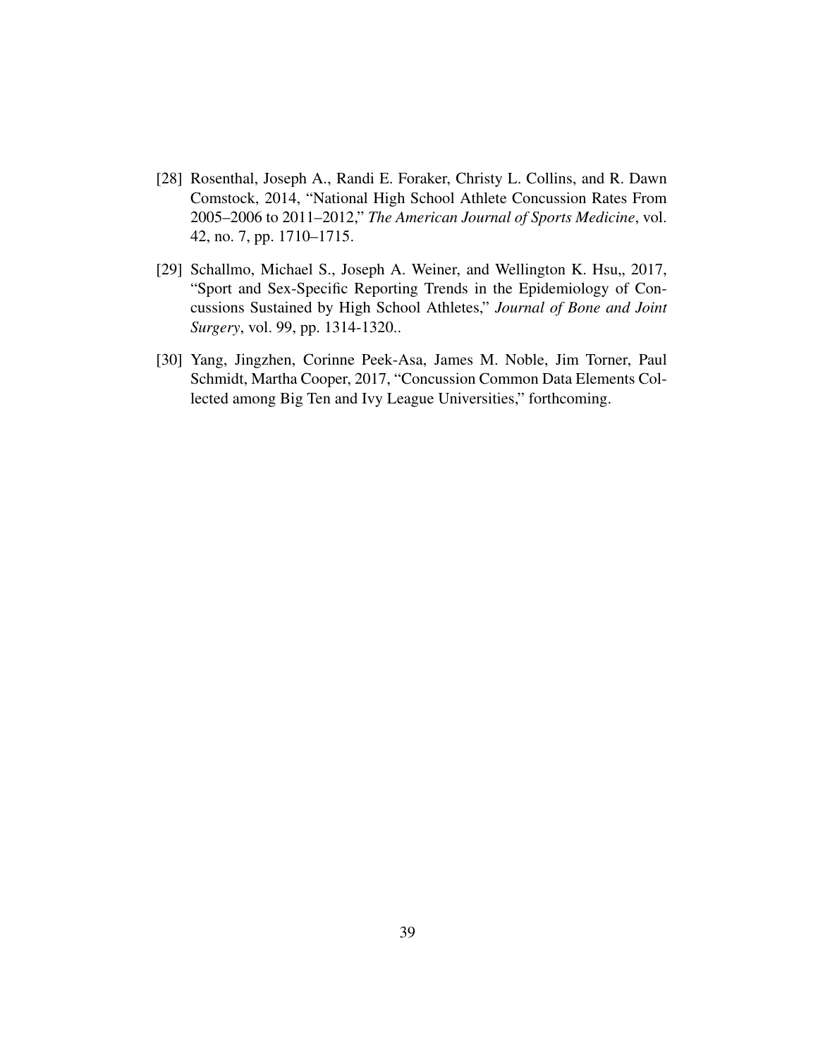[28] Rosenthal, Joseph A., Randi E. Foraker, Christy L. Collins, and R. Dawn Comstock, 2014, "National High School Athlete Concussion Rates From 2005–2006 to 2011–2012," *The American Journal of Sports Medicine*, vol. 42, no. 7, pp. 1710–1715.

[29] Schallmo, Michael S., Joseph A. Weiner, and Wellington K. Hsu,, 2017, "Sport and Sex-Specific Reporting Trends in the Epidemiology of Concussions Sustained by High School Athletes," *Journal of Bone and Joint Surgery*, vol. 99, pp. 1314-1320..

[30] Yang, Jingzhen, Corinne Peek-Asa, James M. Noble, Jim Torner, Paul Schmidt, Martha Cooper, 2017, "Concussion Common Data Elements Collected among Big Ten and Ivy League Universities," forthcoming.